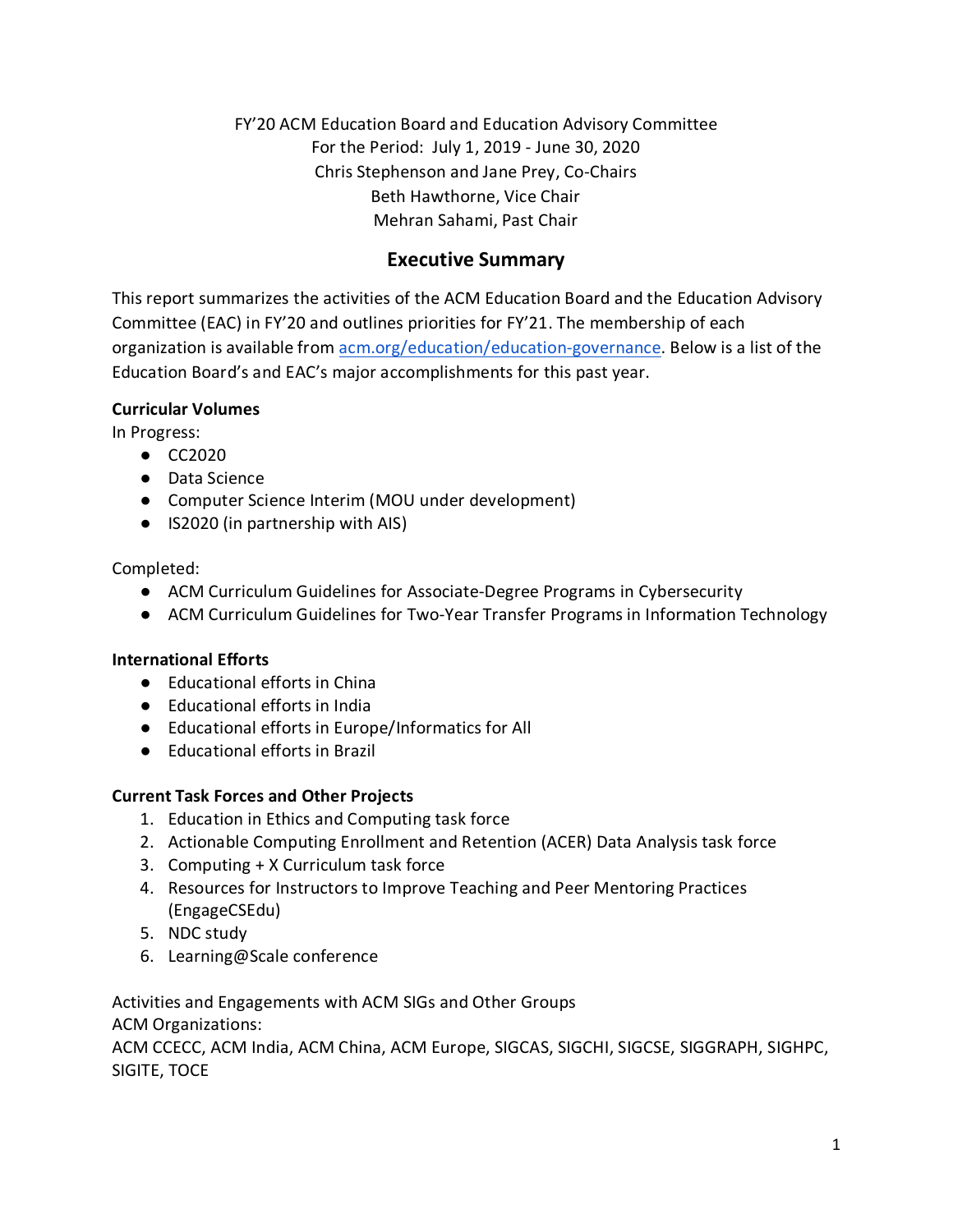FY'20 ACM Education Board and Education Advisory Committee
For the Period: July 1, 2019 - June 30, 2020
Chris Stephenson and Jane Prey, Co-Chairs
Beth Hawthorne, Vice Chair
Mehran Sahami, Past Chair

## Executive Summary

This report summarizes the activities of the ACM Education Board and the Education Advisory Committee (EAC) in FY'20 and outlines priorities for FY'21. The membership of each organization is available from [acm.org/education/education-governance](acm.org/education/education-governance). Below is a list of the Education Board's and EAC's major accomplishments for this past year.

**Curricular Volumes**

In Progress:

- CC2020
- Data Science
- Computer Science Interim (MOU under development)
- IS2020 (in partnership with AIS)

Completed:

- ACM Curriculum Guidelines for Associate-Degree Programs in Cybersecurity
- ACM Curriculum Guidelines for Two-Year Transfer Programs in Information Technology

**International Efforts**

- Educational efforts in China
- Educational efforts in India
- Educational efforts in Europe/Informatics for All
- Educational efforts in Brazil

**Current Task Forces and Other Projects**

1. Education in Ethics and Computing task force
2. Actionable Computing Enrollment and Retention (ACER) Data Analysis task force
3. Computing + X Curriculum task force
4. Resources for Instructors to Improve Teaching and Peer Mentoring Practices (EngageCSEdu)
5. NDC study
6. Learning@Scale conference

Activities and Engagements with ACM SIGs and Other Groups

ACM Organizations:

ACM CCECC, ACM India, ACM China, ACM Europe, SIGCAS, SIGCHI, SIGCSE, SIGGRAPH, SIGHPC, SIGITE, TOCE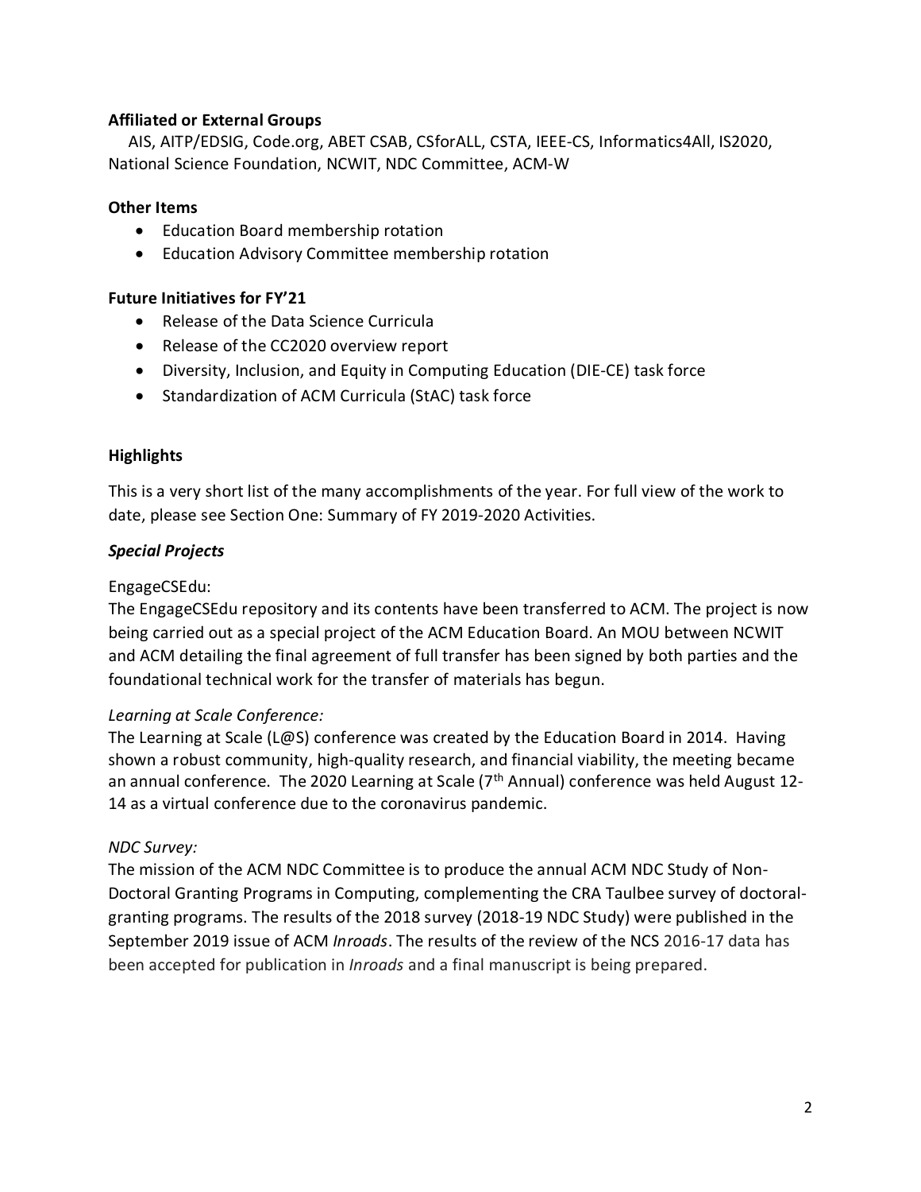**Affiliated or External Groups**

AIS, AITP/EDSIG, Code.org, ABET CSAB, CSforALL, CSTA, IEEE-CS, Informatics4All, IS2020, National Science Foundation, NCWIT, NDC Committee, ACM-W

**Other Items**

- Education Board membership rotation
- Education Advisory Committee membership rotation

**Future Initiatives for FY'21**

- Release of the Data Science Curricula
- Release of the CC2020 overview report
- Diversity, Inclusion, and Equity in Computing Education (DIE-CE) task force
- Standardization of ACM Curricula (StAC) task force

**Highlights**

This is a very short list of the many accomplishments of the year. For full view of the work to date, please see Section One: Summary of FY 2019-2020 Activities.

***Special Projects***

EngageCSEdu:

The EngageCSEdu repository and its contents have been transferred to ACM. The project is now being carried out as a special project of the ACM Education Board. An MOU between NCWIT and ACM detailing the final agreement of full transfer has been signed by both parties and the foundational technical work for the transfer of materials has begun.

*Learning at Scale Conference:*

The Learning at Scale (L@S) conference was created by the Education Board in 2014. Having shown a robust community, high-quality research, and financial viability, the meeting became an annual conference. The 2020 Learning at Scale (7th Annual) conference was held August 12-14 as a virtual conference due to the coronavirus pandemic.

*NDC Survey:*

The mission of the ACM NDC Committee is to produce the annual ACM NDC Study of Non-Doctoral Granting Programs in Computing, complementing the CRA Taulbee survey of doctoral-granting programs. The results of the 2018 survey (2018-19 NDC Study) were published in the September 2019 issue of ACM *Inroads*. The results of the review of the NCS 2016-17 data has been accepted for publication in *Inroads* and a final manuscript is being prepared.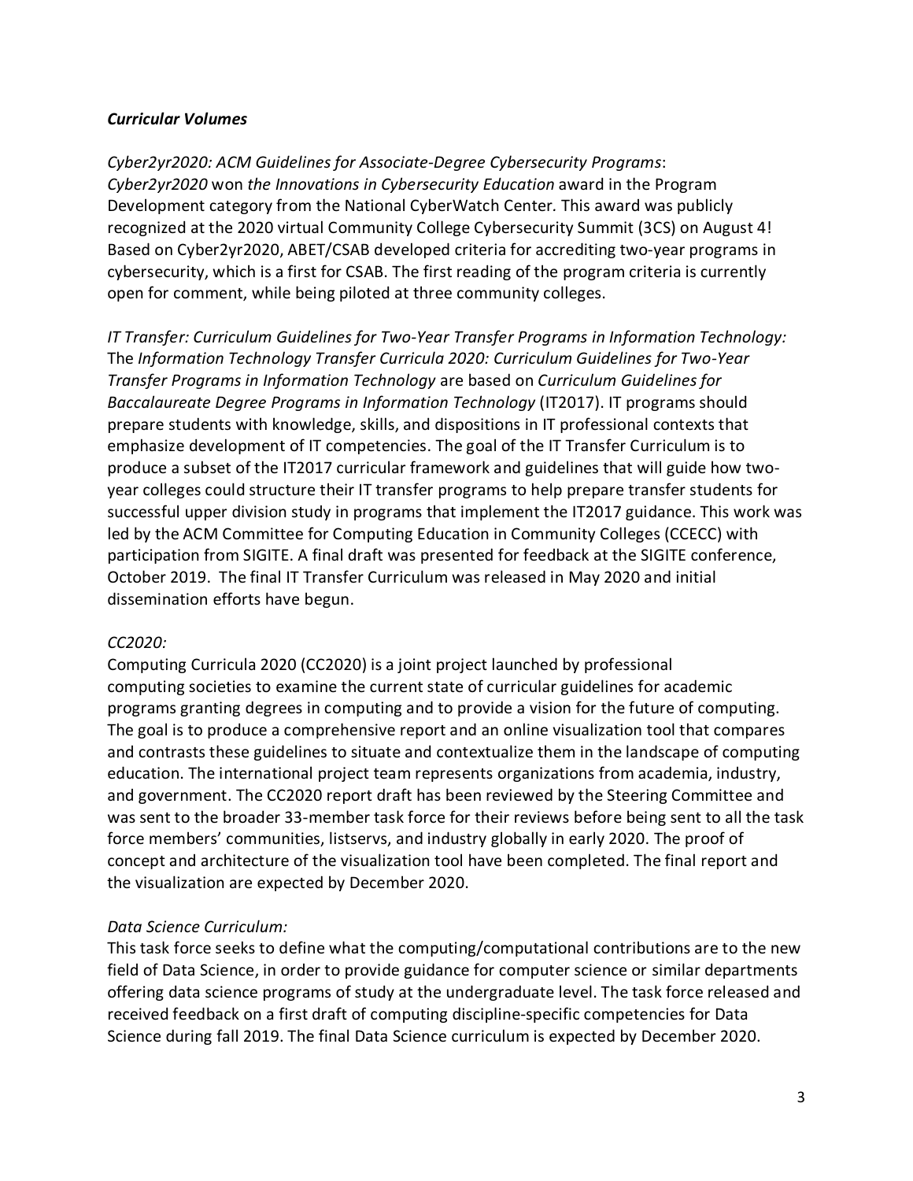***Curricular Volumes***

*Cyber2yr2020: ACM Guidelines for Associate-Degree Cybersecurity Programs*:
*Cyber2yr2020* won *the Innovations in Cybersecurity Education* award in the Program Development category from the National CyberWatch Center*.* This award was publicly recognized at the 2020 virtual Community College Cybersecurity Summit (3CS) on August 4! Based on Cyber2yr2020, ABET/CSAB developed criteria for accrediting two-year programs in cybersecurity, which is a first for CSAB. The first reading of the program criteria is currently open for comment, while being piloted at three community colleges.

*IT Transfer: Curriculum Guidelines for Two-Year Transfer Programs in Information Technology:*
The *Information Technology Transfer Curricula 2020: Curriculum Guidelines for Two-Year Transfer Programs in Information Technology* are based on *Curriculum Guidelines for Baccalaureate Degree Programs in Information Technology* (IT2017). IT programs should prepare students with knowledge, skills, and dispositions in IT professional contexts that emphasize development of IT competencies. The goal of the IT Transfer Curriculum is to produce a subset of the IT2017 curricular framework and guidelines that will guide how two-year colleges could structure their IT transfer programs to help prepare transfer students for successful upper division study in programs that implement the IT2017 guidance. This work was led by the ACM Committee for Computing Education in Community Colleges (CCECC) with participation from SIGITE. A final draft was presented for feedback at the SIGITE conference, October 2019. The final IT Transfer Curriculum was released in May 2020 and initial dissemination efforts have begun.

*CC2020:*
Computing Curricula 2020 (CC2020) is a joint project launched by professional computing societies to examine the current state of curricular guidelines for academic programs granting degrees in computing and to provide a vision for the future of computing. The goal is to produce a comprehensive report and an online visualization tool that compares and contrasts these guidelines to situate and contextualize them in the landscape of computing education. The international project team represents organizations from academia, industry, and government. The CC2020 report draft has been reviewed by the Steering Committee and was sent to the broader 33-member task force for their reviews before being sent to all the task force members' communities, listservs, and industry globally in early 2020. The proof of concept and architecture of the visualization tool have been completed. The final report and the visualization are expected by December 2020.

*Data Science Curriculum:*
This task force seeks to define what the computing/computational contributions are to the new field of Data Science, in order to provide guidance for computer science or similar departments offering data science programs of study at the undergraduate level. The task force released and received feedback on a first draft of computing discipline-specific competencies for Data Science during fall 2019. The final Data Science curriculum is expected by December 2020.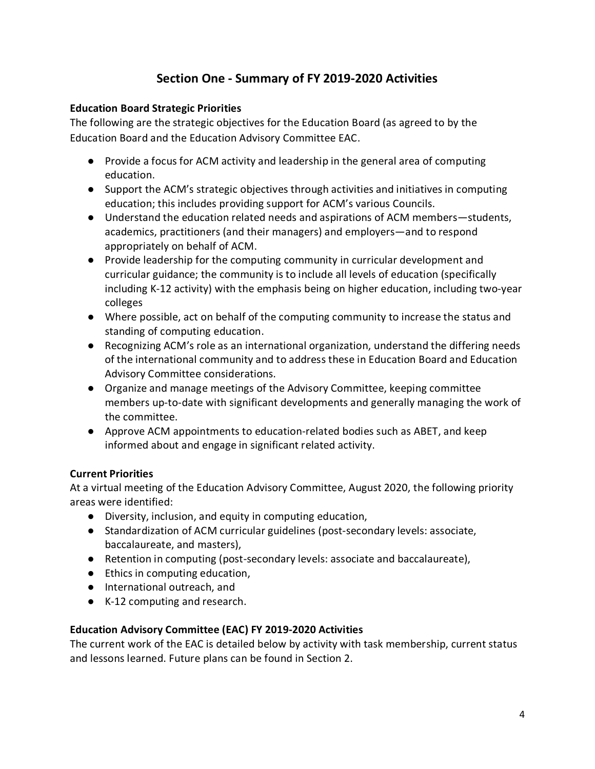# Section One - Summary of FY 2019-2020 Activities

**Education Board Strategic Priorities**

The following are the strategic objectives for the Education Board (as agreed to by the Education Board and the Education Advisory Committee EAC.

- Provide a focus for ACM activity and leadership in the general area of computing education.
- Support the ACM's strategic objectives through activities and initiatives in computing education; this includes providing support for ACM's various Councils.
- Understand the education related needs and aspirations of ACM members—students, academics, practitioners (and their managers) and employers—and to respond appropriately on behalf of ACM.
- Provide leadership for the computing community in curricular development and curricular guidance; the community is to include all levels of education (specifically including K-12 activity) with the emphasis being on higher education, including two-year colleges
- Where possible, act on behalf of the computing community to increase the status and standing of computing education.
- Recognizing ACM's role as an international organization, understand the differing needs of the international community and to address these in Education Board and Education Advisory Committee considerations.
- Organize and manage meetings of the Advisory Committee, keeping committee members up-to-date with significant developments and generally managing the work of the committee.
- Approve ACM appointments to education-related bodies such as ABET, and keep informed about and engage in significant related activity.

**Current Priorities**

At a virtual meeting of the Education Advisory Committee, August 2020, the following priority areas were identified:

- Diversity, inclusion, and equity in computing education,
- Standardization of ACM curricular guidelines (post-secondary levels: associate, baccalaureate, and masters),
- Retention in computing (post-secondary levels: associate and baccalaureate),
- Ethics in computing education,
- International outreach, and
- K-12 computing and research.

**Education Advisory Committee (EAC) FY 2019-2020 Activities**

The current work of the EAC is detailed below by activity with task membership, current status and lessons learned. Future plans can be found in Section 2.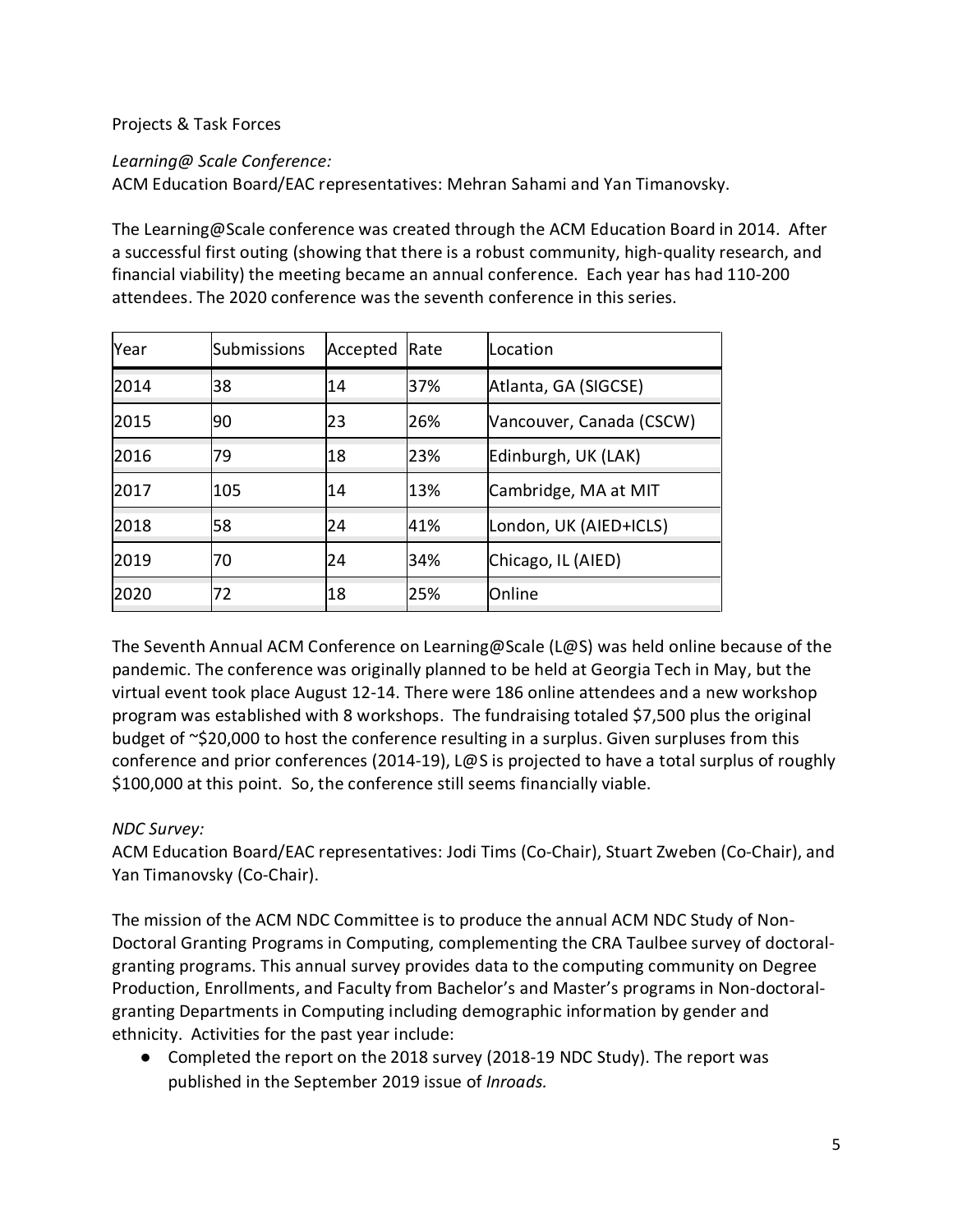Projects & Task Forces

*Learning@ Scale Conference:*

ACM Education Board/EAC representatives: Mehran Sahami and Yan Timanovsky.

The Learning@Scale conference was created through the ACM Education Board in 2014. After a successful first outing (showing that there is a robust community, high-quality research, and financial viability) the meeting became an annual conference. Each year has had 110-200 attendees. The 2020 conference was the seventh conference in this series.

| Year | Submissions | Accepted | Rate | Location |
|---|---|---|---|---|
| 2014 | 38 | 14 | 37% | Atlanta, GA (SIGCSE) |
| 2015 | 90 | 23 | 26% | Vancouver, Canada (CSCW) |
| 2016 | 79 | 18 | 23% | Edinburgh, UK (LAK) |
| 2017 | 105 | 14 | 13% | Cambridge, MA at MIT |
| 2018 | 58 | 24 | 41% | London, UK (AIED+ICLS) |
| 2019 | 70 | 24 | 34% | Chicago, IL (AIED) |
| 2020 | 72 | 18 | 25% | Online |

The Seventh Annual ACM Conference on Learning@Scale (L@S) was held online because of the pandemic. The conference was originally planned to be held at Georgia Tech in May, but the virtual event took place August 12-14. There were 186 online attendees and a new workshop program was established with 8 workshops. The fundraising totaled $7,500 plus the original budget of ~$20,000 to host the conference resulting in a surplus. Given surpluses from this conference and prior conferences (2014-19), L@S is projected to have a total surplus of roughly $100,000 at this point. So, the conference still seems financially viable.

*NDC Survey:*

ACM Education Board/EAC representatives: Jodi Tims (Co-Chair), Stuart Zweben (Co-Chair), and Yan Timanovsky (Co-Chair).

The mission of the ACM NDC Committee is to produce the annual ACM NDC Study of Non-Doctoral Granting Programs in Computing, complementing the CRA Taulbee survey of doctoral-granting programs. This annual survey provides data to the computing community on Degree Production, Enrollments, and Faculty from Bachelor's and Master's programs in Non-doctoral-granting Departments in Computing including demographic information by gender and ethnicity. Activities for the past year include:

- Completed the report on the 2018 survey (2018-19 NDC Study). The report was published in the September 2019 issue of *Inroads.*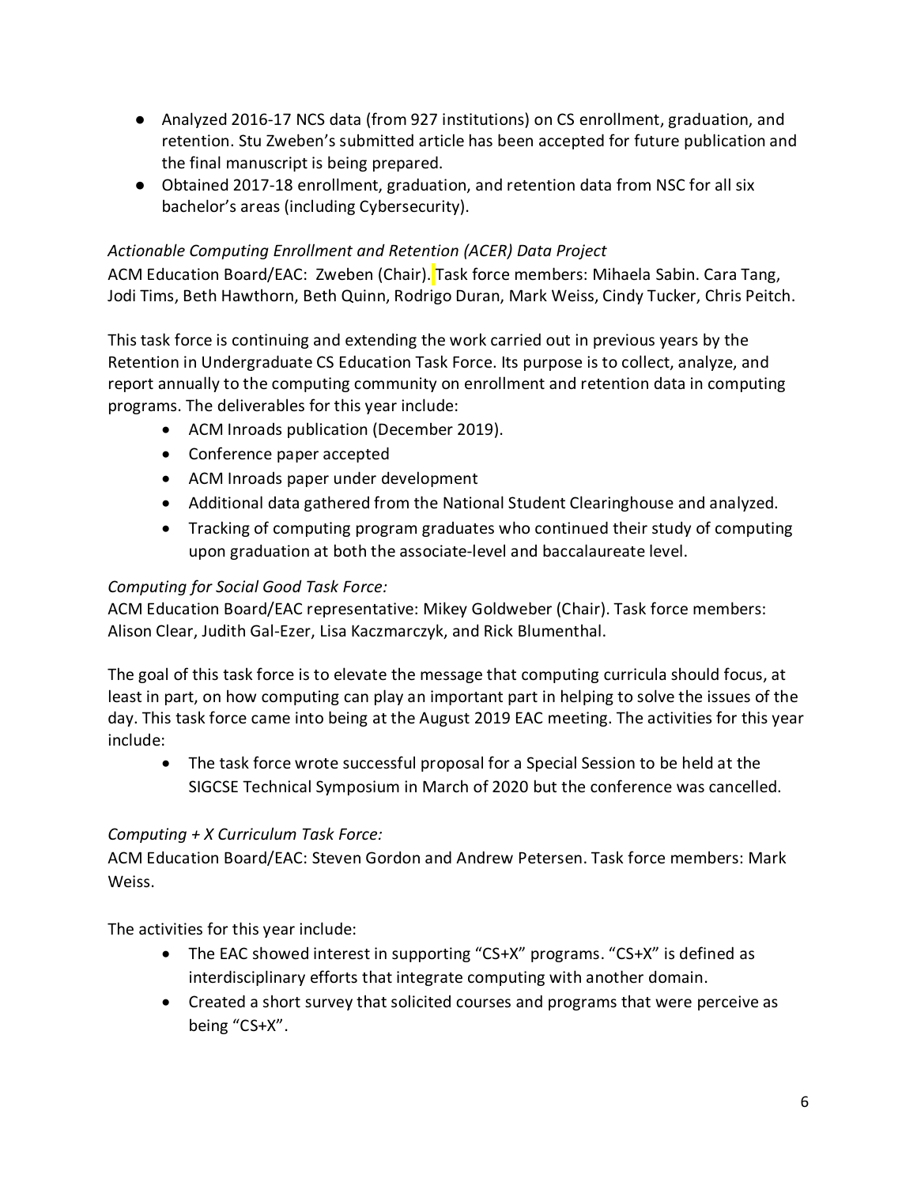- Analyzed 2016-17 NCS data (from 927 institutions) on CS enrollment, graduation, and retention. Stu Zweben's submitted article has been accepted for future publication and the final manuscript is being prepared.
- Obtained 2017-18 enrollment, graduation, and retention data from NSC for all six bachelor's areas (including Cybersecurity).

*Actionable Computing Enrollment and Retention (ACER) Data Project*

ACM Education Board/EAC: Zweben (Chair). Task force members: Mihaela Sabin. Cara Tang, Jodi Tims, Beth Hawthorn, Beth Quinn, Rodrigo Duran, Mark Weiss, Cindy Tucker, Chris Peitch.

This task force is continuing and extending the work carried out in previous years by the Retention in Undergraduate CS Education Task Force. Its purpose is to collect, analyze, and report annually to the computing community on enrollment and retention data in computing programs. The deliverables for this year include:

- ACM Inroads publication (December 2019).
- Conference paper accepted
- ACM Inroads paper under development
- Additional data gathered from the National Student Clearinghouse and analyzed.
- Tracking of computing program graduates who continued their study of computing upon graduation at both the associate-level and baccalaureate level.

*Computing for Social Good Task Force:*

ACM Education Board/EAC representative: Mikey Goldweber (Chair). Task force members: Alison Clear, Judith Gal-Ezer, Lisa Kaczmarczyk, and Rick Blumenthal.

The goal of this task force is to elevate the message that computing curricula should focus, at least in part, on how computing can play an important part in helping to solve the issues of the day. This task force came into being at the August 2019 EAC meeting. The activities for this year include:

- The task force wrote successful proposal for a Special Session to be held at the SIGCSE Technical Symposium in March of 2020 but the conference was cancelled.

*Computing + X Curriculum Task Force:*

ACM Education Board/EAC: Steven Gordon and Andrew Petersen. Task force members: Mark Weiss.

The activities for this year include:

- The EAC showed interest in supporting "CS+X" programs. "CS+X" is defined as interdisciplinary efforts that integrate computing with another domain.
- Created a short survey that solicited courses and programs that were perceive as being "CS+X".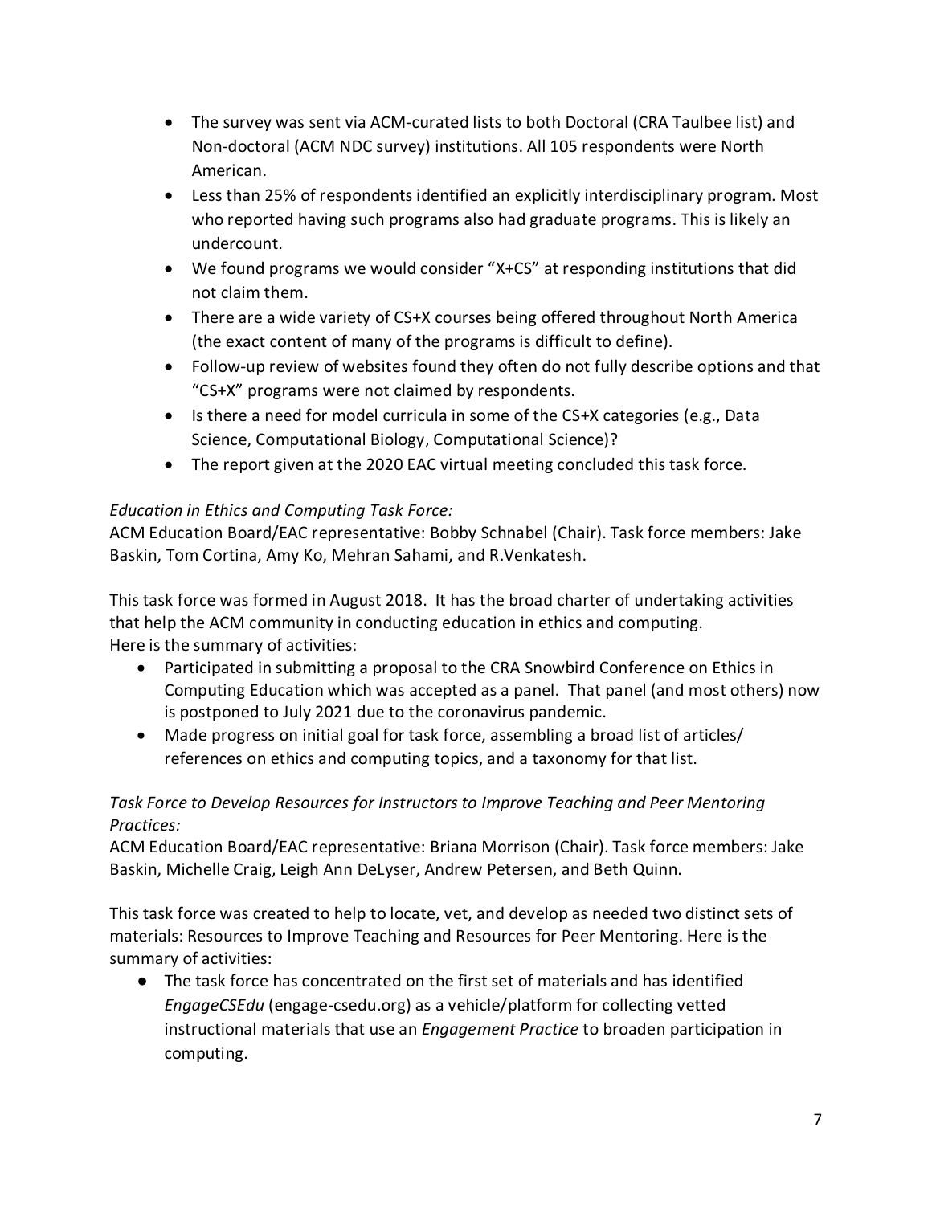- The survey was sent via ACM-curated lists to both Doctoral (CRA Taulbee list) and Non-doctoral (ACM NDC survey) institutions. All 105 respondents were North American.
- Less than 25% of respondents identified an explicitly interdisciplinary program. Most who reported having such programs also had graduate programs. This is likely an undercount.
- We found programs we would consider "X+CS" at responding institutions that did not claim them.
- There are a wide variety of CS+X courses being offered throughout North America (the exact content of many of the programs is difficult to define).
- Follow-up review of websites found they often do not fully describe options and that "CS+X" programs were not claimed by respondents.
- Is there a need for model curricula in some of the CS+X categories (e.g., Data Science, Computational Biology, Computational Science)?
- The report given at the 2020 EAC virtual meeting concluded this task force.

*Education in Ethics and Computing Task Force:*
ACM Education Board/EAC representative: Bobby Schnabel (Chair). Task force members: Jake Baskin, Tom Cortina, Amy Ko, Mehran Sahami, and R.Venkatesh.

This task force was formed in August 2018. It has the broad charter of undertaking activities that help the ACM community in conducting education in ethics and computing.
Here is the summary of activities:

- Participated in submitting a proposal to the CRA Snowbird Conference on Ethics in Computing Education which was accepted as a panel. That panel (and most others) now is postponed to July 2021 due to the coronavirus pandemic.
- Made progress on initial goal for task force, assembling a broad list of articles/ references on ethics and computing topics, and a taxonomy for that list.

*Task Force to Develop Resources for Instructors to Improve Teaching and Peer Mentoring Practices:*
ACM Education Board/EAC representative: Briana Morrison (Chair). Task force members: Jake Baskin, Michelle Craig, Leigh Ann DeLyser, Andrew Petersen, and Beth Quinn.

This task force was created to help to locate, vet, and develop as needed two distinct sets of materials: Resources to Improve Teaching and Resources for Peer Mentoring. Here is the summary of activities:

- The task force has concentrated on the first set of materials and has identified *EngageCSEdu* (engage-csedu.org) as a vehicle/platform for collecting vetted instructional materials that use an *Engagement Practice* to broaden participation in computing.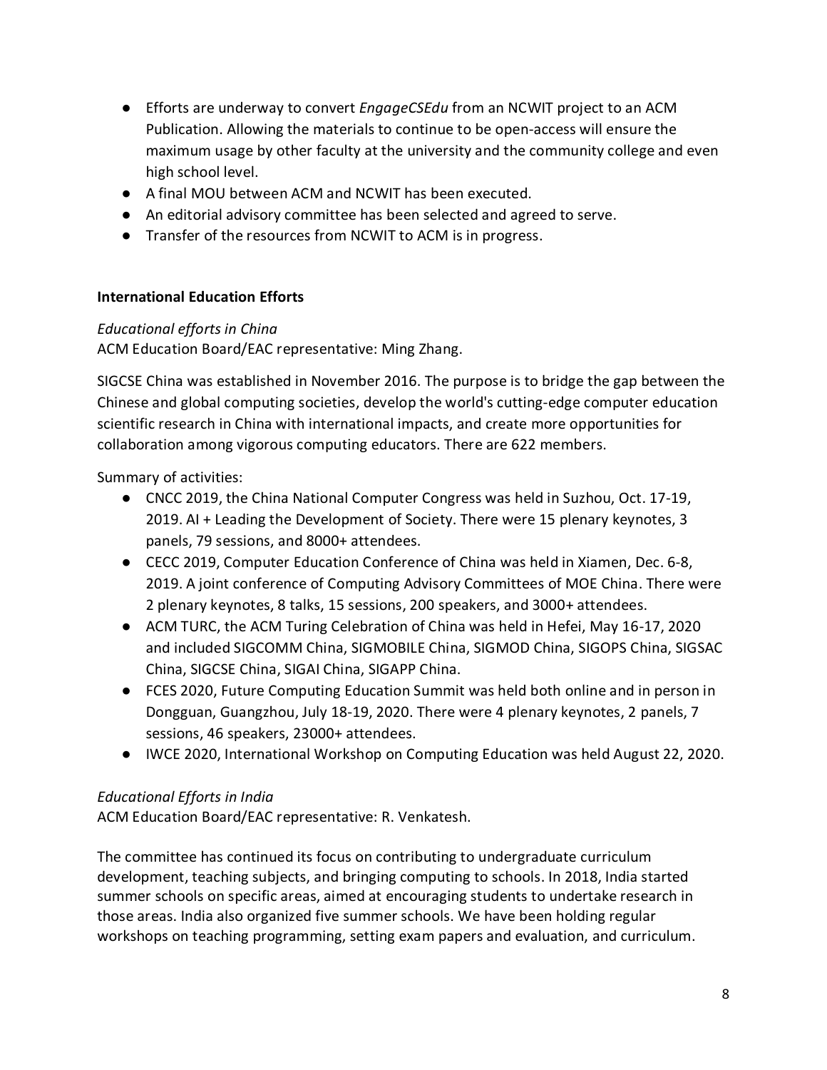- Efforts are underway to convert *EngageCSEdu* from an NCWIT project to an ACM Publication. Allowing the materials to continue to be open-access will ensure the maximum usage by other faculty at the university and the community college and even high school level.
- A final MOU between ACM and NCWIT has been executed.
- An editorial advisory committee has been selected and agreed to serve.
- Transfer of the resources from NCWIT to ACM is in progress.

**International Education Efforts**

*Educational efforts in China*
ACM Education Board/EAC representative: Ming Zhang.

SIGCSE China was established in November 2016. The purpose is to bridge the gap between the Chinese and global computing societies, develop the world's cutting-edge computer education scientific research in China with international impacts, and create more opportunities for collaboration among vigorous computing educators. There are 622 members.

Summary of activities:

- CNCC 2019, the China National Computer Congress was held in Suzhou, Oct. 17-19, 2019. AI + Leading the Development of Society. There were 15 plenary keynotes, 3 panels, 79 sessions, and 8000+ attendees.
- CECC 2019, Computer Education Conference of China was held in Xiamen, Dec. 6-8, 2019. A joint conference of Computing Advisory Committees of MOE China. There were 2 plenary keynotes, 8 talks, 15 sessions, 200 speakers, and 3000+ attendees.
- ACM TURC, the ACM Turing Celebration of China was held in Hefei, May 16-17, 2020 and included SIGCOMM China, SIGMOBILE China, SIGMOD China, SIGOPS China, SIGSAC China, SIGCSE China, SIGAI China, SIGAPP China.
- FCES 2020, Future Computing Education Summit was held both online and in person in Dongguan, Guangzhou, July 18-19, 2020. There were 4 plenary keynotes, 2 panels, 7 sessions, 46 speakers, 23000+ attendees.
- IWCE 2020, International Workshop on Computing Education was held August 22, 2020.

*Educational Efforts in India*
ACM Education Board/EAC representative: R. Venkatesh.

The committee has continued its focus on contributing to undergraduate curriculum development, teaching subjects, and bringing computing to schools. In 2018, India started summer schools on specific areas, aimed at encouraging students to undertake research in those areas. India also organized five summer schools. We have been holding regular workshops on teaching programming, setting exam papers and evaluation, and curriculum.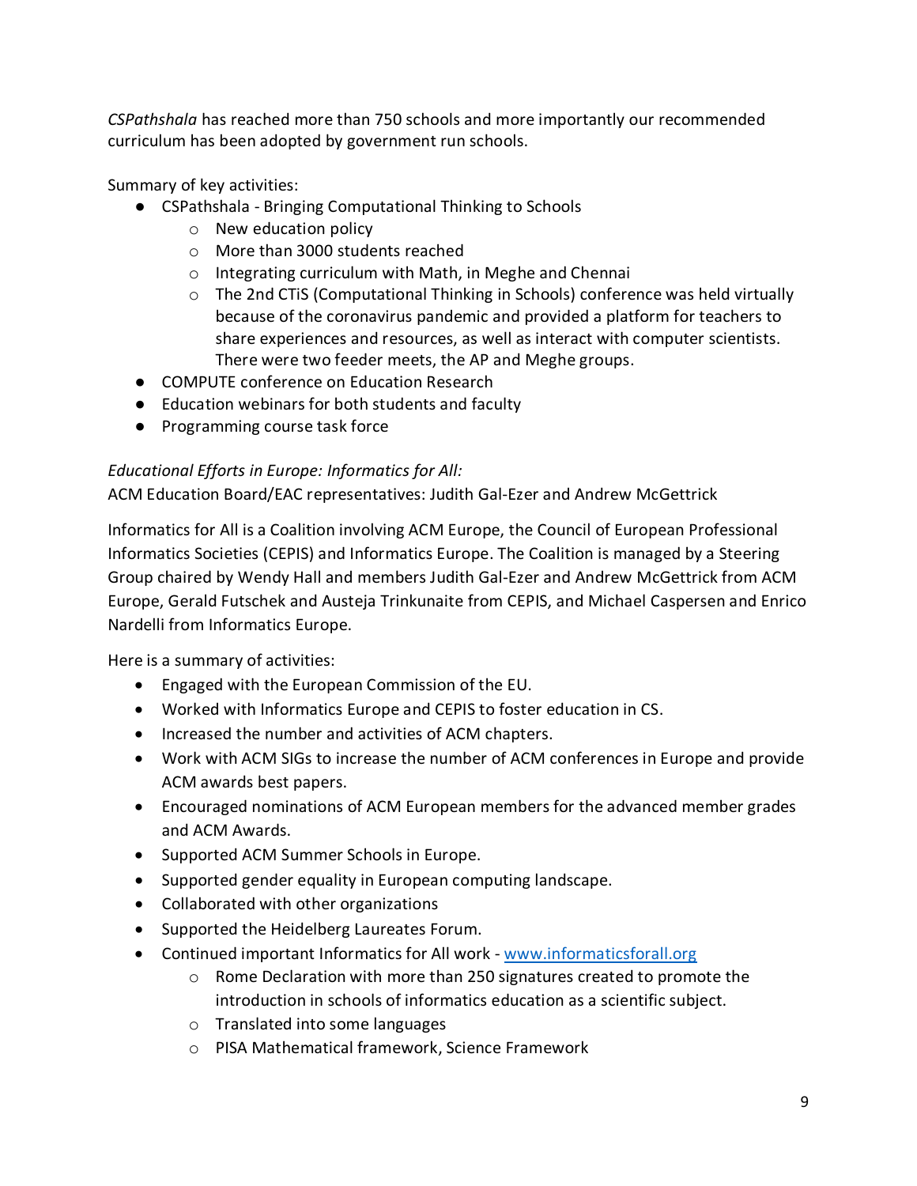*CSPathshala* has reached more than 750 schools and more importantly our recommended curriculum has been adopted by government run schools.

Summary of key activities:

- CSPathshala - Bringing Computational Thinking to Schools
    - New education policy
    - More than 3000 students reached
    - Integrating curriculum with Math, in Meghe and Chennai
    - The 2nd CTiS (Computational Thinking in Schools) conference was held virtually because of the coronavirus pandemic and provided a platform for teachers to share experiences and resources, as well as interact with computer scientists. There were two feeder meets, the AP and Meghe groups.
- COMPUTE conference on Education Research
- Education webinars for both students and faculty
- Programming course task force

*Educational Efforts in Europe: Informatics for All:*
ACM Education Board/EAC representatives: Judith Gal-Ezer and Andrew McGettrick

Informatics for All is a Coalition involving ACM Europe, the Council of European Professional Informatics Societies (CEPIS) and Informatics Europe. The Coalition is managed by a Steering Group chaired by Wendy Hall and members Judith Gal-Ezer and Andrew McGettrick from ACM Europe, Gerald Futschek and Austeja Trinkunaite from CEPIS, and Michael Caspersen and Enrico Nardelli from Informatics Europe.

Here is a summary of activities:

- Engaged with the European Commission of the EU.
- Worked with Informatics Europe and CEPIS to foster education in CS.
- Increased the number and activities of ACM chapters.
- Work with ACM SIGs to increase the number of ACM conferences in Europe and provide ACM awards best papers.
- Encouraged nominations of ACM European members for the advanced member grades and ACM Awards.
- Supported ACM Summer Schools in Europe.
- Supported gender equality in European computing landscape.
- Collaborated with other organizations
- Supported the Heidelberg Laureates Forum.
- Continued important Informatics for All work - [www.informaticsforall.org](www.informaticsforall.org)
    - Rome Declaration with more than 250 signatures created to promote the introduction in schools of informatics education as a scientific subject.
    - Translated into some languages
    - PISA Mathematical framework, Science Framework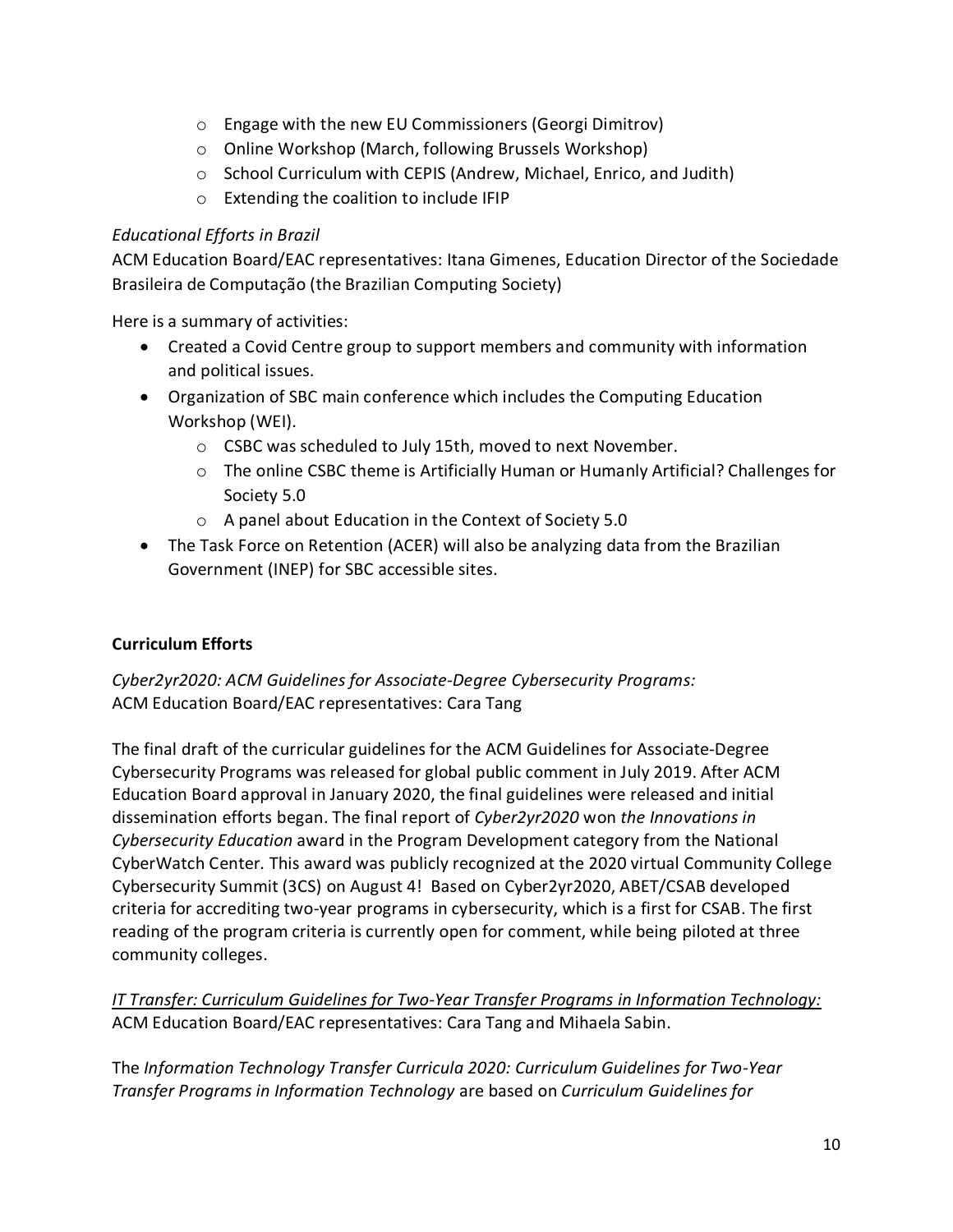- Engage with the new EU Commissioners (Georgi Dimitrov)
- Online Workshop (March, following Brussels Workshop)
- School Curriculum with CEPIS (Andrew, Michael, Enrico, and Judith)
- Extending the coalition to include IFIP

*Educational Efforts in Brazil*

ACM Education Board/EAC representatives: Itana Gimenes, Education Director of the Sociedade Brasileira de Computação (the Brazilian Computing Society)

Here is a summary of activities:

- Created a Covid Centre group to support members and community with information and political issues.
- Organization of SBC main conference which includes the Computing Education Workshop (WEI).
  - CSBC was scheduled to July 15th, moved to next November.
  - The online CSBC theme is Artificially Human or Humanly Artificial? Challenges for Society 5.0
  - A panel about Education in the Context of Society 5.0
- The Task Force on Retention (ACER) will also be analyzing data from the Brazilian Government (INEP) for SBC accessible sites.

**Curriculum Efforts**

*Cyber2yr2020: ACM Guidelines for Associate-Degree Cybersecurity Programs:*
ACM Education Board/EAC representatives: Cara Tang

The final draft of the curricular guidelines for the ACM Guidelines for Associate-Degree Cybersecurity Programs was released for global public comment in July 2019. After ACM Education Board approval in January 2020, the final guidelines were released and initial dissemination efforts began. The final report of *Cyber2yr2020* won *the Innovations in Cybersecurity Education* award in the Program Development category from the National CyberWatch Center. This award was publicly recognized at the 2020 virtual Community College Cybersecurity Summit (3CS) on August 4! Based on Cyber2yr2020, ABET/CSAB developed criteria for accrediting two-year programs in cybersecurity, which is a first for CSAB. The first reading of the program criteria is currently open for comment, while being piloted at three community colleges.

*IT Transfer: Curriculum Guidelines for Two-Year Transfer Programs in Information Technology:*
ACM Education Board/EAC representatives: Cara Tang and Mihaela Sabin.

The *Information Technology Transfer Curricula 2020: Curriculum Guidelines for Two-Year Transfer Programs in Information Technology* are based on *Curriculum Guidelines for*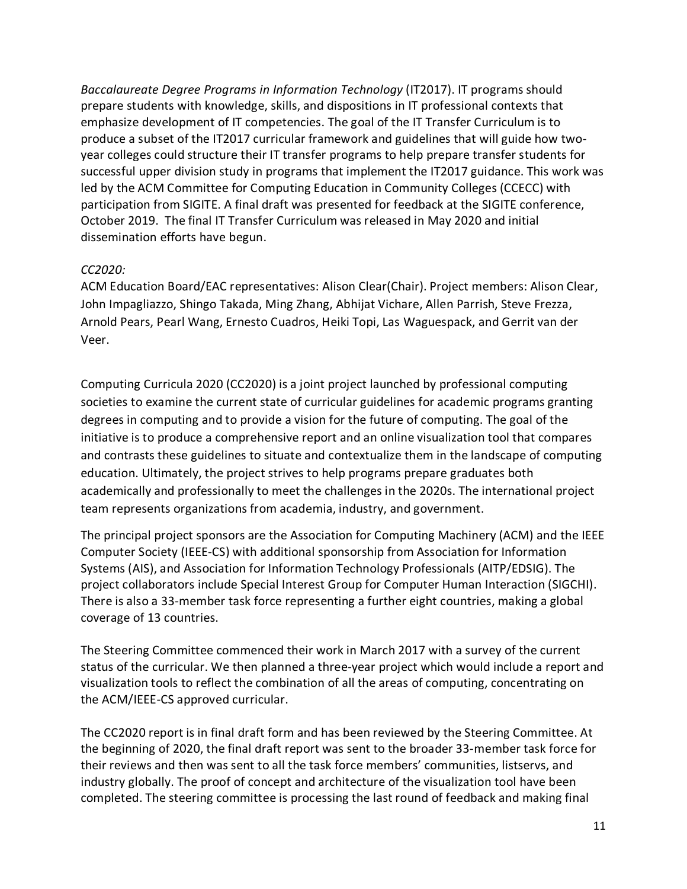*Baccalaureate Degree Programs in Information Technology* (IT2017). IT programs should prepare students with knowledge, skills, and dispositions in IT professional contexts that emphasize development of IT competencies. The goal of the IT Transfer Curriculum is to produce a subset of the IT2017 curricular framework and guidelines that will guide how two-year colleges could structure their IT transfer programs to help prepare transfer students for successful upper division study in programs that implement the IT2017 guidance. This work was led by the ACM Committee for Computing Education in Community Colleges (CCECC) with participation from SIGITE. A final draft was presented for feedback at the SIGITE conference, October 2019. The final IT Transfer Curriculum was released in May 2020 and initial dissemination efforts have begun.

*CC2020:*

ACM Education Board/EAC representatives: Alison Clear(Chair). Project members: Alison Clear, John Impagliazzo, Shingo Takada, Ming Zhang, Abhijat Vichare, Allen Parrish, Steve Frezza, Arnold Pears, Pearl Wang, Ernesto Cuadros, Heiki Topi, Las Waguespack, and Gerrit van der Veer.

Computing Curricula 2020 (CC2020) is a joint project launched by professional computing societies to examine the current state of curricular guidelines for academic programs granting degrees in computing and to provide a vision for the future of computing. The goal of the initiative is to produce a comprehensive report and an online visualization tool that compares and contrasts these guidelines to situate and contextualize them in the landscape of computing education. Ultimately, the project strives to help programs prepare graduates both academically and professionally to meet the challenges in the 2020s. The international project team represents organizations from academia, industry, and government.

The principal project sponsors are the Association for Computing Machinery (ACM) and the IEEE Computer Society (IEEE-CS) with additional sponsorship from Association for Information Systems (AIS), and Association for Information Technology Professionals (AITP/EDSIG). The project collaborators include Special Interest Group for Computer Human Interaction (SIGCHI). There is also a 33-member task force representing a further eight countries, making a global coverage of 13 countries.

The Steering Committee commenced their work in March 2017 with a survey of the current status of the curricular. We then planned a three-year project which would include a report and visualization tools to reflect the combination of all the areas of computing, concentrating on the ACM/IEEE-CS approved curricular.

The CC2020 report is in final draft form and has been reviewed by the Steering Committee. At the beginning of 2020, the final draft report was sent to the broader 33-member task force for their reviews and then was sent to all the task force members' communities, listservs, and industry globally. The proof of concept and architecture of the visualization tool have been completed. The steering committee is processing the last round of feedback and making final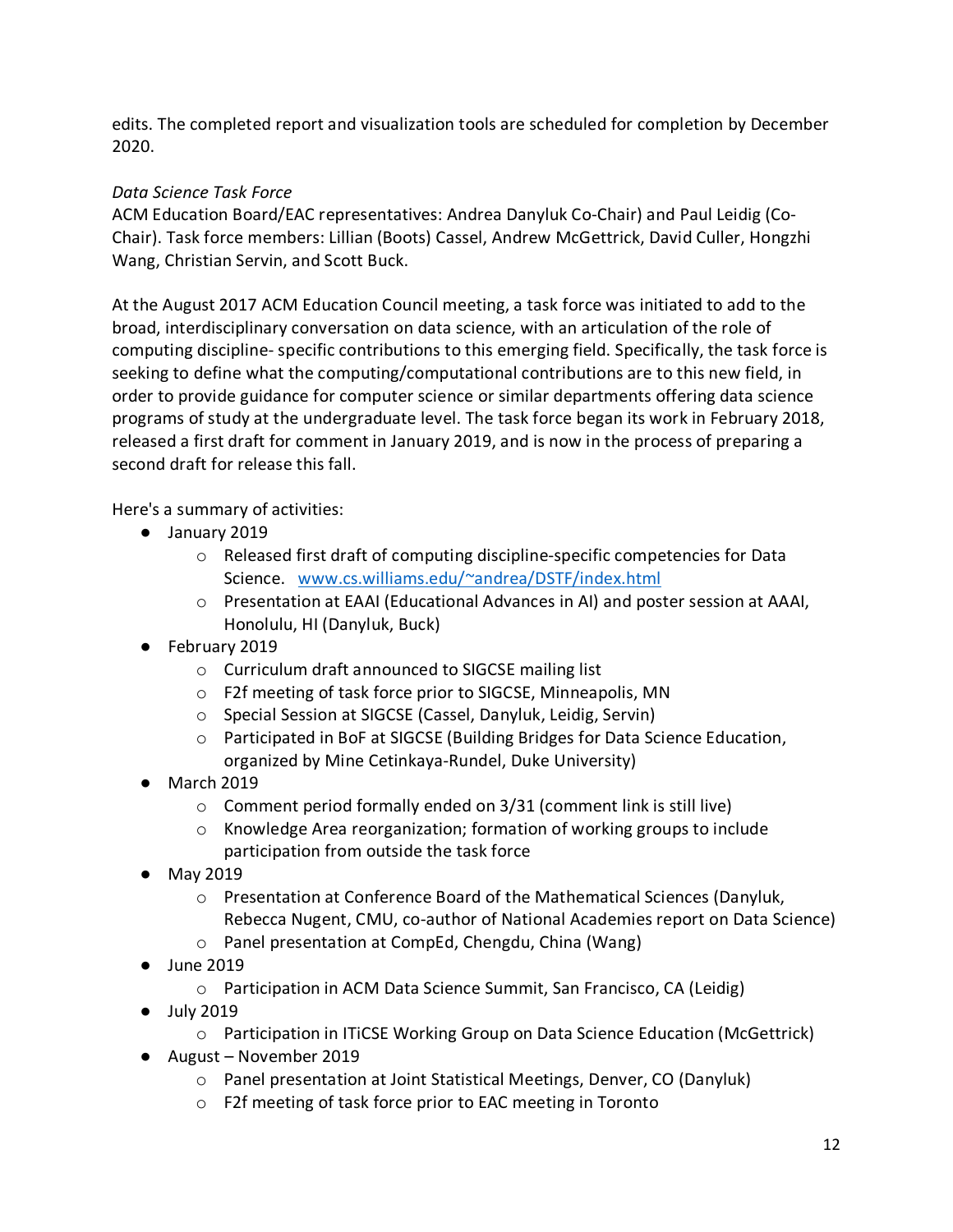edits. The completed report and visualization tools are scheduled for completion by December 2020.

*Data Science Task Force*

ACM Education Board/EAC representatives: Andrea Danyluk Co-Chair) and Paul Leidig (Co-Chair). Task force members: Lillian (Boots) Cassel, Andrew McGettrick, David Culler, Hongzhi Wang, Christian Servin, and Scott Buck.

At the August 2017 ACM Education Council meeting, a task force was initiated to add to the broad, interdisciplinary conversation on data science, with an articulation of the role of computing discipline- specific contributions to this emerging field. Specifically, the task force is seeking to define what the computing/computational contributions are to this new field, in order to provide guidance for computer science or similar departments offering data science programs of study at the undergraduate level. The task force began its work in February 2018, released a first draft for comment in January 2019, and is now in the process of preparing a second draft for release this fall.

Here's a summary of activities:

- January 2019
  - Released first draft of computing discipline-specific competencies for Data Science. [www.cs.williams.edu/~andrea/DSTF/index.html](www.cs.williams.edu/~andrea/DSTF/index.html)
  - Presentation at EAAI (Educational Advances in AI) and poster session at AAAI, Honolulu, HI (Danyluk, Buck)
- February 2019
  - Curriculum draft announced to SIGCSE mailing list
  - F2f meeting of task force prior to SIGCSE, Minneapolis, MN
  - Special Session at SIGCSE (Cassel, Danyluk, Leidig, Servin)
  - Participated in BoF at SIGCSE (Building Bridges for Data Science Education, organized by Mine Cetinkaya-Rundel, Duke University)
- March 2019
  - Comment period formally ended on 3/31 (comment link is still live)
  - Knowledge Area reorganization; formation of working groups to include participation from outside the task force
- May 2019
  - Presentation at Conference Board of the Mathematical Sciences (Danyluk, Rebecca Nugent, CMU, co-author of National Academies report on Data Science)
  - Panel presentation at CompEd, Chengdu, China (Wang)
- June 2019
  - Participation in ACM Data Science Summit, San Francisco, CA (Leidig)
- July 2019
  - Participation in ITiCSE Working Group on Data Science Education (McGettrick)
- August – November 2019
  - Panel presentation at Joint Statistical Meetings, Denver, CO (Danyluk)
  - F2f meeting of task force prior to EAC meeting in Toronto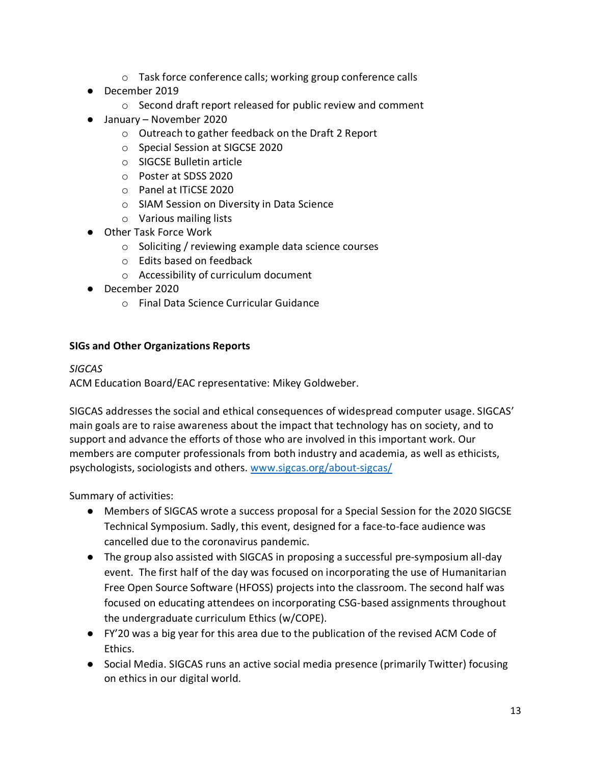- Task force conference calls; working group conference calls
- December 2019
  - Second draft report released for public review and comment
- January – November 2020
  - Outreach to gather feedback on the Draft 2 Report
  - Special Session at SIGCSE 2020
  - SIGCSE Bulletin article
  - Poster at SDSS 2020
  - Panel at ITiCSE 2020
  - SIAM Session on Diversity in Data Science
  - Various mailing lists
- Other Task Force Work
  - Soliciting / reviewing example data science courses
  - Edits based on feedback
  - Accessibility of curriculum document
- December 2020
  - Final Data Science Curricular Guidance

**SIGs and Other Organizations Reports**

*SIGCAS*
ACM Education Board/EAC representative: Mikey Goldweber.

SIGCAS addresses the social and ethical consequences of widespread computer usage. SIGCAS' main goals are to raise awareness about the impact that technology has on society, and to support and advance the efforts of those who are involved in this important work. Our members are computer professionals from both industry and academia, as well as ethicists, psychologists, sociologists and others. [www.sigcas.org/about-sigcas/](www.sigcas.org/about-sigcas/)

Summary of activities:

- Members of SIGCAS wrote a success proposal for a Special Session for the 2020 SIGCSE Technical Symposium. Sadly, this event, designed for a face-to-face audience was cancelled due to the coronavirus pandemic.
- The group also assisted with SIGCAS in proposing a successful pre-symposium all-day event. The first half of the day was focused on incorporating the use of Humanitarian Free Open Source Software (HFOSS) projects into the classroom. The second half was focused on educating attendees on incorporating CSG-based assignments throughout the undergraduate curriculum Ethics (w/COPE).
- FY'20 was a big year for this area due to the publication of the revised ACM Code of Ethics.
- Social Media. SIGCAS runs an active social media presence (primarily Twitter) focusing on ethics in our digital world.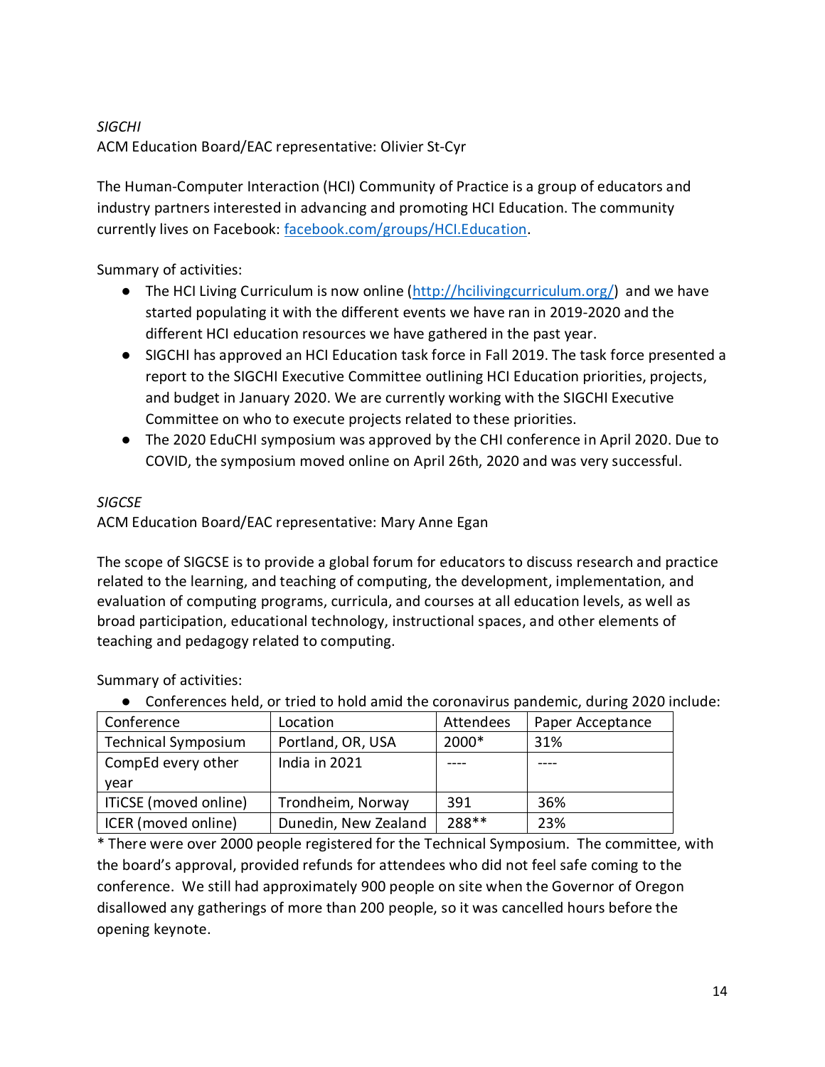*SIGCHI*

ACM Education Board/EAC representative: Olivier St-Cyr

The Human-Computer Interaction (HCI) Community of Practice is a group of educators and industry partners interested in advancing and promoting HCI Education. The community currently lives on Facebook: [facebook.com/groups/HCI.Education](https://facebook.com/groups/HCI.Education).

Summary of activities:

- The HCI Living Curriculum is now online ([http://hcilivingcurriculum.org/](http://hcilivingcurriculum.org/)) and we have started populating it with the different events we have ran in 2019-2020 and the different HCI education resources we have gathered in the past year.
- SIGCHI has approved an HCI Education task force in Fall 2019. The task force presented a report to the SIGCHI Executive Committee outlining HCI Education priorities, projects, and budget in January 2020. We are currently working with the SIGCHI Executive Committee on who to execute projects related to these priorities.
- The 2020 EduCHI symposium was approved by the CHI conference in April 2020. Due to COVID, the symposium moved online on April 26th, 2020 and was very successful.

*SIGCSE*

ACM Education Board/EAC representative: Mary Anne Egan

The scope of SIGCSE is to provide a global forum for educators to discuss research and practice related to the learning, and teaching of computing, the development, implementation, and evaluation of computing programs, curricula, and courses at all education levels, as well as broad participation, educational technology, instructional spaces, and other elements of teaching and pedagogy related to computing.

Summary of activities:

- Conferences held, or tried to hold amid the coronavirus pandemic, during 2020 include:

| Conference | Location | Attendees | Paper Acceptance |
|---|---|---|---|
| Technical Symposium | Portland, OR, USA | 2000* | 31% |
| CompEd every other year | India in 2021 | ---- | ---- |
| ITiCSE (moved online) | Trondheim, Norway | 391 | 36% |
| ICER (moved online) | Dunedin, New Zealand | 288** | 23% |

* There were over 2000 people registered for the Technical Symposium. The committee, with the board's approval, provided refunds for attendees who did not feel safe coming to the conference. We still had approximately 900 people on site when the Governor of Oregon disallowed any gatherings of more than 200 people, so it was cancelled hours before the opening keynote.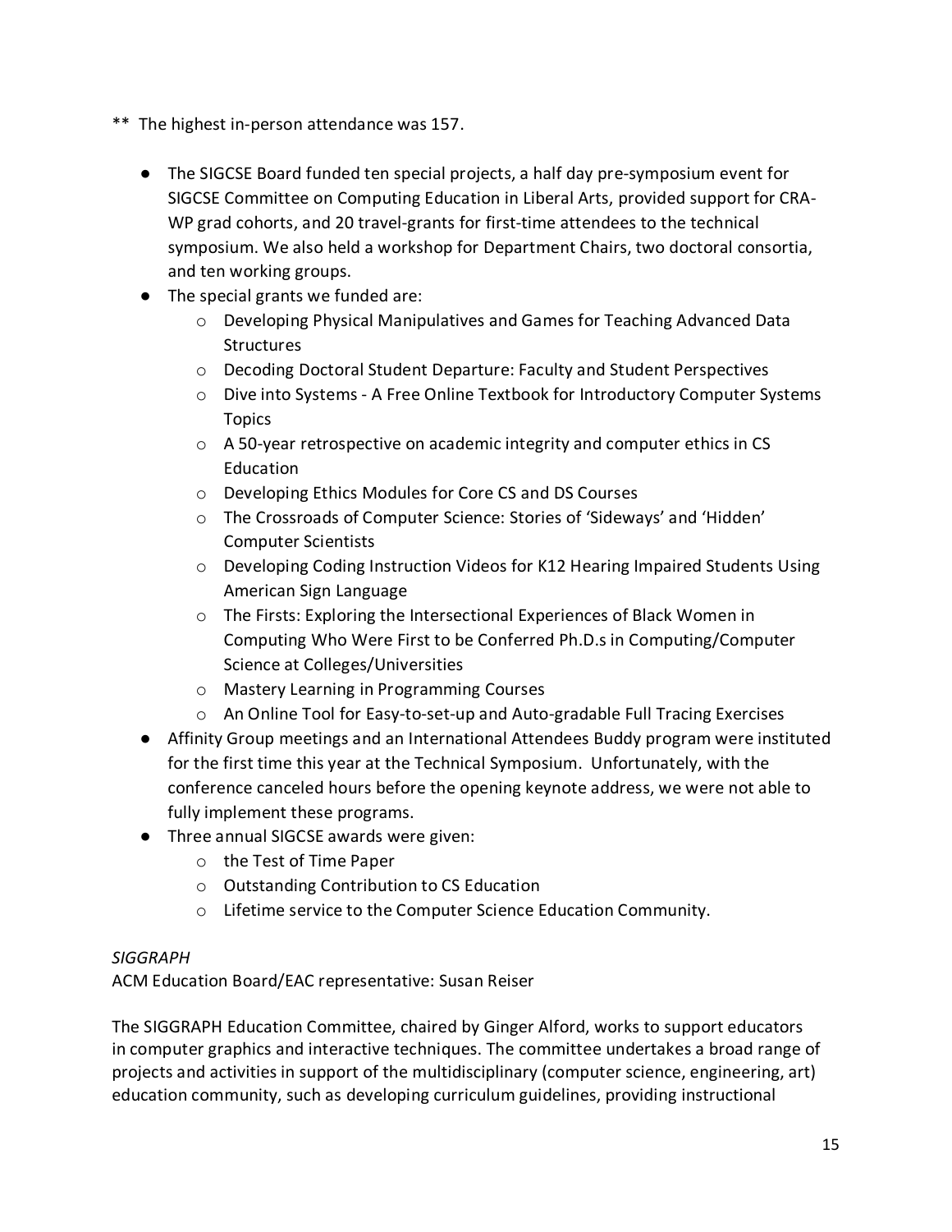** The highest in-person attendance was 157.

- The SIGCSE Board funded ten special projects, a half day pre-symposium event for SIGCSE Committee on Computing Education in Liberal Arts, provided support for CRA-WP grad cohorts, and 20 travel-grants for first-time attendees to the technical symposium. We also held a workshop for Department Chairs, two doctoral consortia, and ten working groups.
- The special grants we funded are:
  - Developing Physical Manipulatives and Games for Teaching Advanced Data Structures
  - Decoding Doctoral Student Departure: Faculty and Student Perspectives
  - Dive into Systems - A Free Online Textbook for Introductory Computer Systems Topics
  - A 50-year retrospective on academic integrity and computer ethics in CS Education
  - Developing Ethics Modules for Core CS and DS Courses
  - The Crossroads of Computer Science: Stories of 'Sideways' and 'Hidden' Computer Scientists
  - Developing Coding Instruction Videos for K12 Hearing Impaired Students Using American Sign Language
  - The Firsts: Exploring the Intersectional Experiences of Black Women in Computing Who Were First to be Conferred Ph.D.s in Computing/Computer Science at Colleges/Universities
  - Mastery Learning in Programming Courses
  - An Online Tool for Easy-to-set-up and Auto-gradable Full Tracing Exercises
- Affinity Group meetings and an International Attendees Buddy program were instituted for the first time this year at the Technical Symposium. Unfortunately, with the conference canceled hours before the opening keynote address, we were not able to fully implement these programs.
- Three annual SIGCSE awards were given:
  - the Test of Time Paper
  - Outstanding Contribution to CS Education
  - Lifetime service to the Computer Science Education Community.

*SIGGRAPH*

ACM Education Board/EAC representative: Susan Reiser

The SIGGRAPH Education Committee, chaired by Ginger Alford, works to support educators in computer graphics and interactive techniques. The committee undertakes a broad range of projects and activities in support of the multidisciplinary (computer science, engineering, art) education community, such as developing curriculum guidelines, providing instructional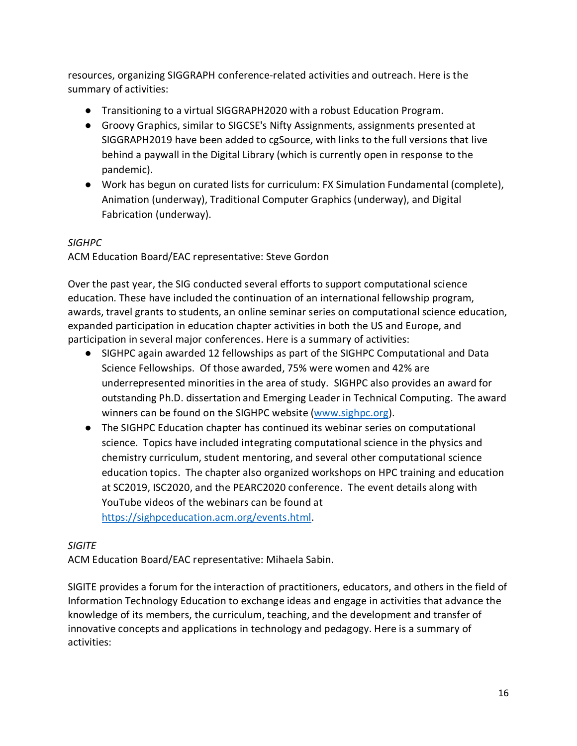resources, organizing SIGGRAPH conference-related activities and outreach. Here is the summary of activities:

- Transitioning to a virtual SIGGRAPH2020 with a robust Education Program.
- Groovy Graphics, similar to SIGCSE's Nifty Assignments, assignments presented at SIGGRAPH2019 have been added to cgSource, with links to the full versions that live behind a paywall in the Digital Library (which is currently open in response to the pandemic).
- Work has begun on curated lists for curriculum: FX Simulation Fundamental (complete), Animation (underway), Traditional Computer Graphics (underway), and Digital Fabrication (underway).

*SIGHPC*

ACM Education Board/EAC representative: Steve Gordon

Over the past year, the SIG conducted several efforts to support computational science education. These have included the continuation of an international fellowship program, awards, travel grants to students, an online seminar series on computational science education, expanded participation in education chapter activities in both the US and Europe, and participation in several major conferences. Here is a summary of activities:

- SIGHPC again awarded 12 fellowships as part of the SIGHPC Computational and Data Science Fellowships. Of those awarded, 75% were women and 42% are underrepresented minorities in the area of study. SIGHPC also provides an award for outstanding Ph.D. dissertation and Emerging Leader in Technical Computing. The award winners can be found on the SIGHPC website ([www.sighpc.org](www.sighpc.org)).
- The SIGHPC Education chapter has continued its webinar series on computational science. Topics have included integrating computational science in the physics and chemistry curriculum, student mentoring, and several other computational science education topics. The chapter also organized workshops on HPC training and education at SC2019, ISC2020, and the PEARC2020 conference. The event details along with YouTube videos of the webinars can be found at [https://sighpceducation.acm.org/events.html](https://sighpceducation.acm.org/events.html).

*SIGITE*

ACM Education Board/EAC representative: Mihaela Sabin.

SIGITE provides a forum for the interaction of practitioners, educators, and others in the field of Information Technology Education to exchange ideas and engage in activities that advance the knowledge of its members, the curriculum, teaching, and the development and transfer of innovative concepts and applications in technology and pedagogy. Here is a summary of activities: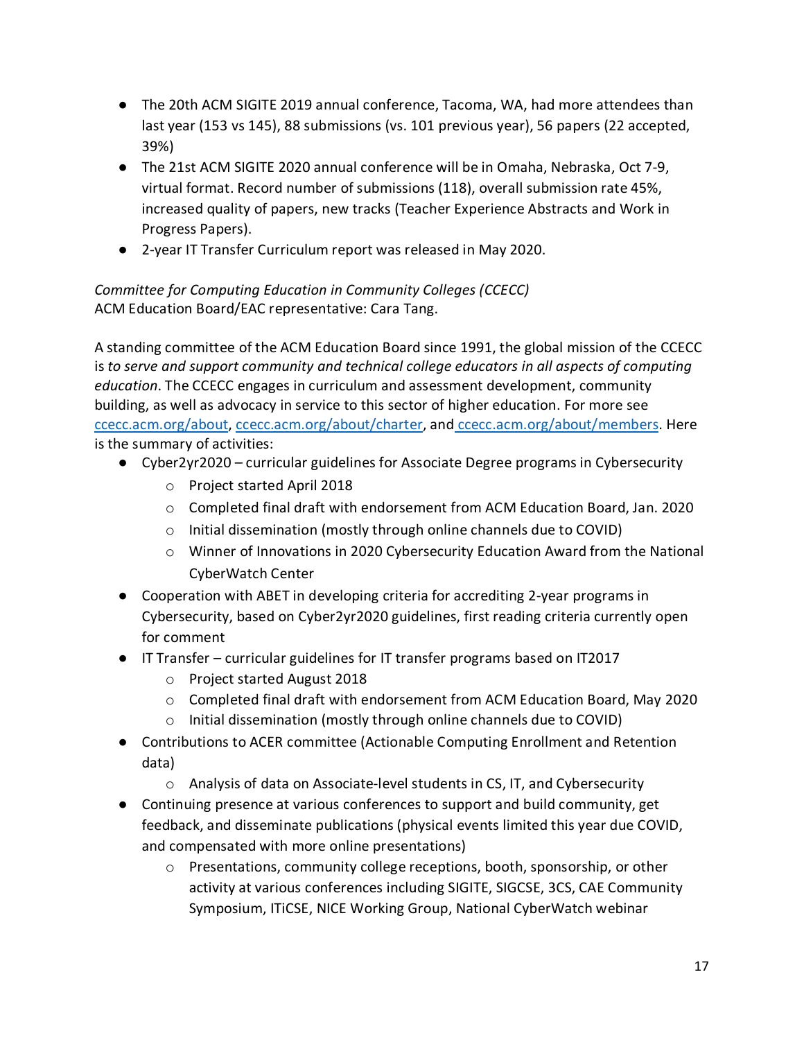- The 20th ACM SIGITE 2019 annual conference, Tacoma, WA, had more attendees than last year (153 vs 145), 88 submissions (vs. 101 previous year), 56 papers (22 accepted, 39%)
- The 21st ACM SIGITE 2020 annual conference will be in Omaha, Nebraska, Oct 7-9, virtual format. Record number of submissions (118), overall submission rate 45%, increased quality of papers, new tracks (Teacher Experience Abstracts and Work in Progress Papers).
- 2-year IT Transfer Curriculum report was released in May 2020.

*Committee for Computing Education in Community Colleges (CCECC)*
ACM Education Board/EAC representative: Cara Tang.

A standing committee of the ACM Education Board since 1991, the global mission of the CCECC is *to serve and support community and technical college educators in all aspects of computing education*. The CCECC engages in curriculum and assessment development, community building, as well as advocacy in service to this sector of higher education. For more see [ccecc.acm.org/about](ccecc.acm.org/about), [ccecc.acm.org/about/charter](ccecc.acm.org/about/charter), and [ccecc.acm.org/about/members](ccecc.acm.org/about/members). Here is the summary of activities:

- Cyber2yr2020 – curricular guidelines for Associate Degree programs in Cybersecurity
  - Project started April 2018
  - Completed final draft with endorsement from ACM Education Board, Jan. 2020
  - Initial dissemination (mostly through online channels due to COVID)
  - Winner of Innovations in 2020 Cybersecurity Education Award from the National CyberWatch Center
- Cooperation with ABET in developing criteria for accrediting 2-year programs in Cybersecurity, based on Cyber2yr2020 guidelines, first reading criteria currently open for comment
- IT Transfer – curricular guidelines for IT transfer programs based on IT2017
  - Project started August 2018
  - Completed final draft with endorsement from ACM Education Board, May 2020
  - Initial dissemination (mostly through online channels due to COVID)
- Contributions to ACER committee (Actionable Computing Enrollment and Retention data)
  - Analysis of data on Associate-level students in CS, IT, and Cybersecurity
- Continuing presence at various conferences to support and build community, get feedback, and disseminate publications (physical events limited this year due COVID, and compensated with more online presentations)
  - Presentations, community college receptions, booth, sponsorship, or other activity at various conferences including SIGITE, SIGCSE, 3CS, CAE Community Symposium, ITiCSE, NICE Working Group, National CyberWatch webinar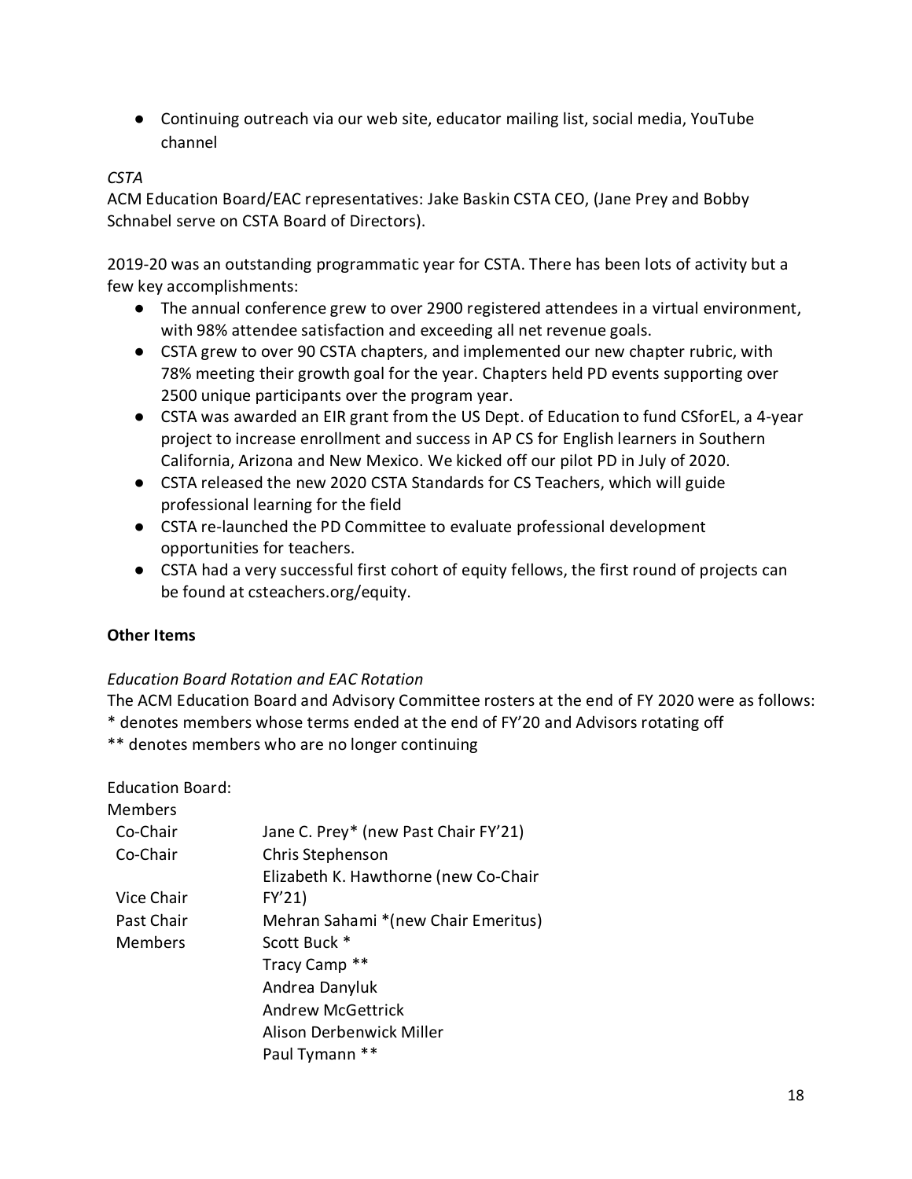- Continuing outreach via our web site, educator mailing list, social media, YouTube channel

*CSTA*

ACM Education Board/EAC representatives: Jake Baskin CSTA CEO, (Jane Prey and Bobby Schnabel serve on CSTA Board of Directors).

2019-20 was an outstanding programmatic year for CSTA. There has been lots of activity but a few key accomplishments:

- The annual conference grew to over 2900 registered attendees in a virtual environment, with 98% attendee satisfaction and exceeding all net revenue goals.
- CSTA grew to over 90 CSTA chapters, and implemented our new chapter rubric, with 78% meeting their growth goal for the year. Chapters held PD events supporting over 2500 unique participants over the program year.
- CSTA was awarded an EIR grant from the US Dept. of Education to fund CSforEL, a 4-year project to increase enrollment and success in AP CS for English learners in Southern California, Arizona and New Mexico. We kicked off our pilot PD in July of 2020.
- CSTA released the new 2020 CSTA Standards for CS Teachers, which will guide professional learning for the field
- CSTA re-launched the PD Committee to evaluate professional development opportunities for teachers.
- CSTA had a very successful first cohort of equity fellows, the first round of projects can be found at csteachers.org/equity.

**Other Items**

*Education Board Rotation and EAC Rotation*

The ACM Education Board and Advisory Committee rosters at the end of FY 2020 were as follows:
* denotes members whose terms ended at the end of FY'20 and Advisors rotating off
** denotes members who are no longer continuing

Education Board:

| | |
|---|---|
| Members | |
| Co-Chair | Jane C. Prey* (new Past Chair FY'21) |
| Co-Chair | Chris Stephenson |
| Vice Chair | Elizabeth K. Hawthorne (new Co-Chair FY'21) |
| Past Chair | Mehran Sahami *(new Chair Emeritus) |
| Members | Scott Buck * |
| | Tracy Camp ** |
| | Andrea Danyluk |
| | Andrew McGettrick |
| | Alison Derbenwick Miller |
| | Paul Tymann ** |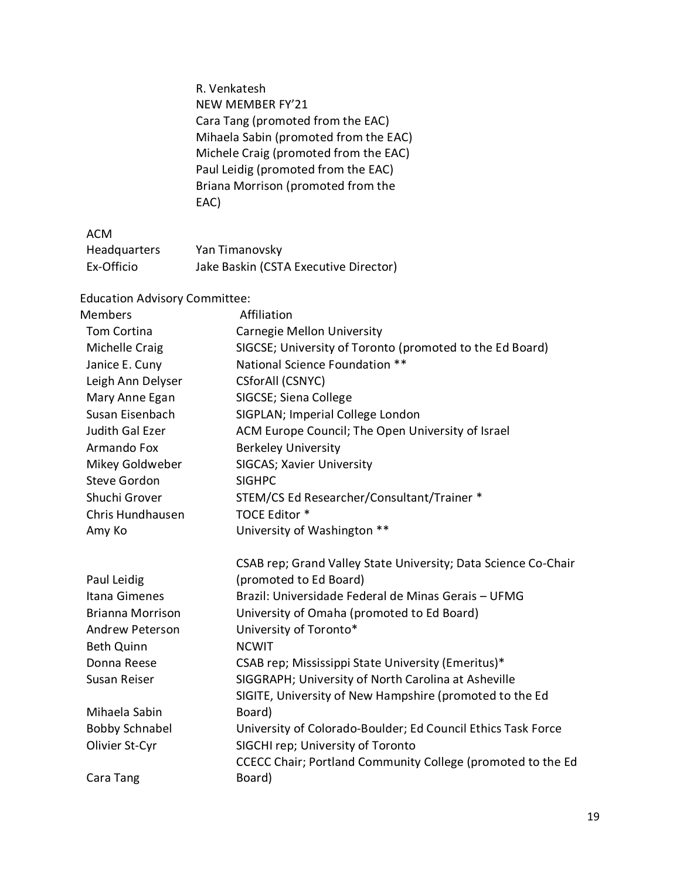R. Venkatesh
NEW MEMBER FY'21
Cara Tang (promoted from the EAC)
Mihaela Sabin (promoted from the EAC)
Michele Craig (promoted from the EAC)
Paul Leidig (promoted from the EAC)
Briana Morrison (promoted from the EAC)

| | |
|---|---|
| ACM Headquarters | Yan Timanovsky |
| Ex-Officio | Jake Baskin (CSTA Executive Director) |

Education Advisory Committee:

| Members | Affiliation |
|---|---|
| Tom Cortina | Carnegie Mellon University |
| Michelle Craig | SIGCSE; University of Toronto (promoted to the Ed Board) |
| Janice E. Cuny | National Science Foundation ** |
| Leigh Ann Delyser | CSforAll (CSNYC) |
| Mary Anne Egan | SIGCSE; Siena College |
| Susan Eisenbach | SIGPLAN; Imperial College London |
| Judith Gal Ezer | ACM Europe Council; The Open University of Israel |
| Armando Fox | Berkeley University |
| Mikey Goldweber | SIGCAS; Xavier University |
| Steve Gordon | SIGHPC |
| Shuchi Grover | STEM/CS Ed Researcher/Consultant/Trainer * |
| Chris Hundhausen | TOCE Editor * |
| Amy Ko | University of Washington ** |
| Paul Leidig | CSAB rep; Grand Valley State University; Data Science Co-Chair (promoted to Ed Board) |
| Itana Gimenes | Brazil: Universidade Federal de Minas Gerais – UFMG |
| Brianna Morrison | University of Omaha (promoted to Ed Board) |
| Andrew Peterson | University of Toronto* |
| Beth Quinn | NCWIT |
| Donna Reese | CSAB rep; Mississippi State University (Emeritus)* |
| Susan Reiser | SIGGRAPH; University of North Carolina at Asheville |
| Mihaela Sabin | SIGITE, University of New Hampshire (promoted to the Ed Board) |
| Bobby Schnabel | University of Colorado-Boulder; Ed Council Ethics Task Force |
| Olivier St-Cyr | SIGCHI rep; University of Toronto |
| Cara Tang | CCECC Chair; Portland Community College (promoted to the Ed Board) |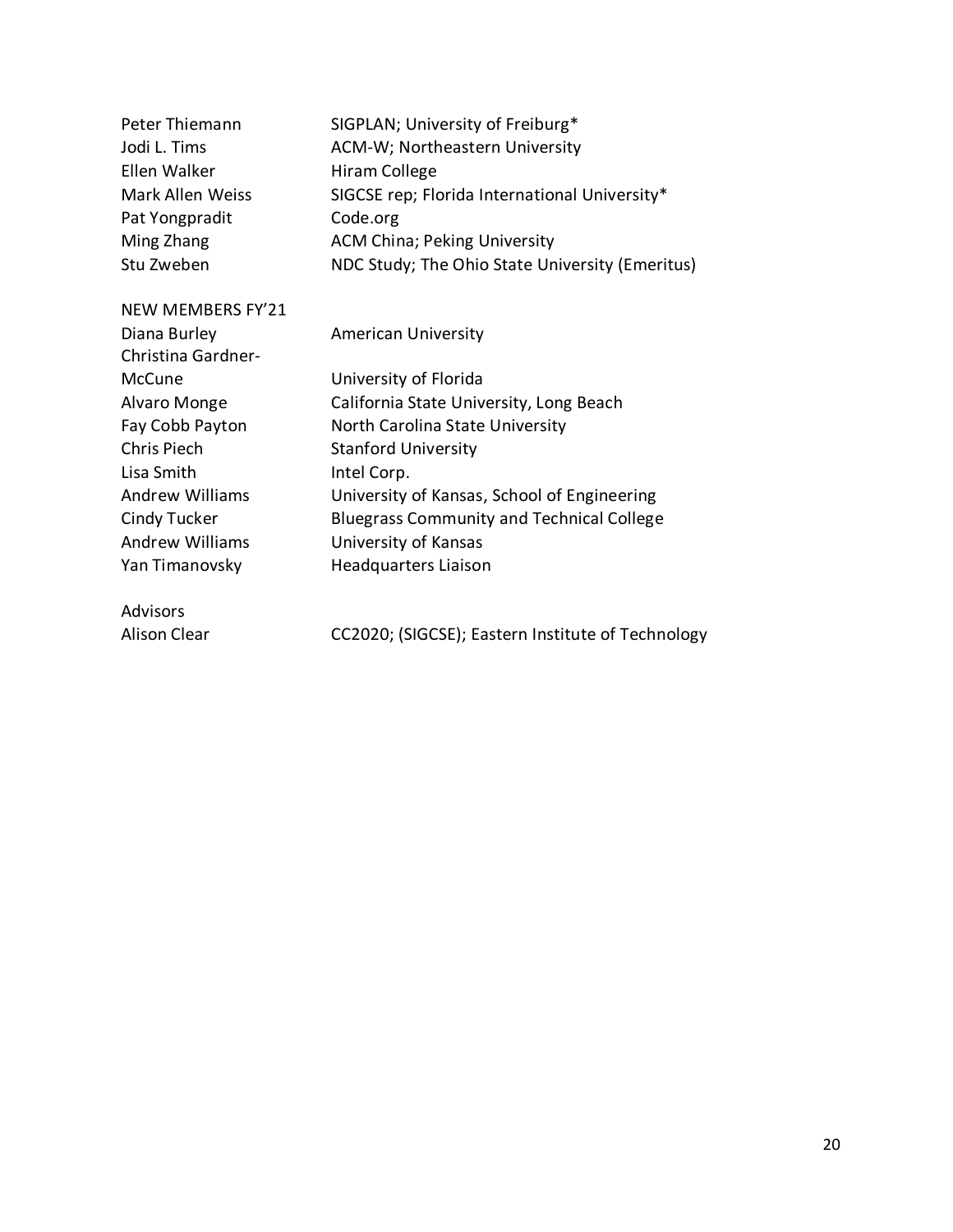| | |
|---|---|
| Peter Thiemann | SIGPLAN; University of Freiburg* |
| Jodi L. Tims | ACM-W; Northeastern University |
| Ellen Walker | Hiram College |
| Mark Allen Weiss | SIGCSE rep; Florida International University* |
| Pat Yongpradit | Code.org |
| Ming Zhang | ACM China; Peking University |
| Stu Zweben | NDC Study; The Ohio State University (Emeritus) |

NEW MEMBERS FY'21

| | |
|---|---|
| Diana Burley | American University |
| Christina Gardner-McCune | University of Florida |
| Alvaro Monge | California State University, Long Beach |
| Fay Cobb Payton | North Carolina State University |
| Chris Piech | Stanford University |
| Lisa Smith | Intel Corp. |
| Andrew Williams | University of Kansas, School of Engineering |
| Cindy Tucker | Bluegrass Community and Technical College |
| Andrew Williams | University of Kansas |
| Yan Timanovsky | Headquarters Liaison |

Advisors

| | |
|---|---|
| Alison Clear | CC2020; (SIGCSE); Eastern Institute of Technology |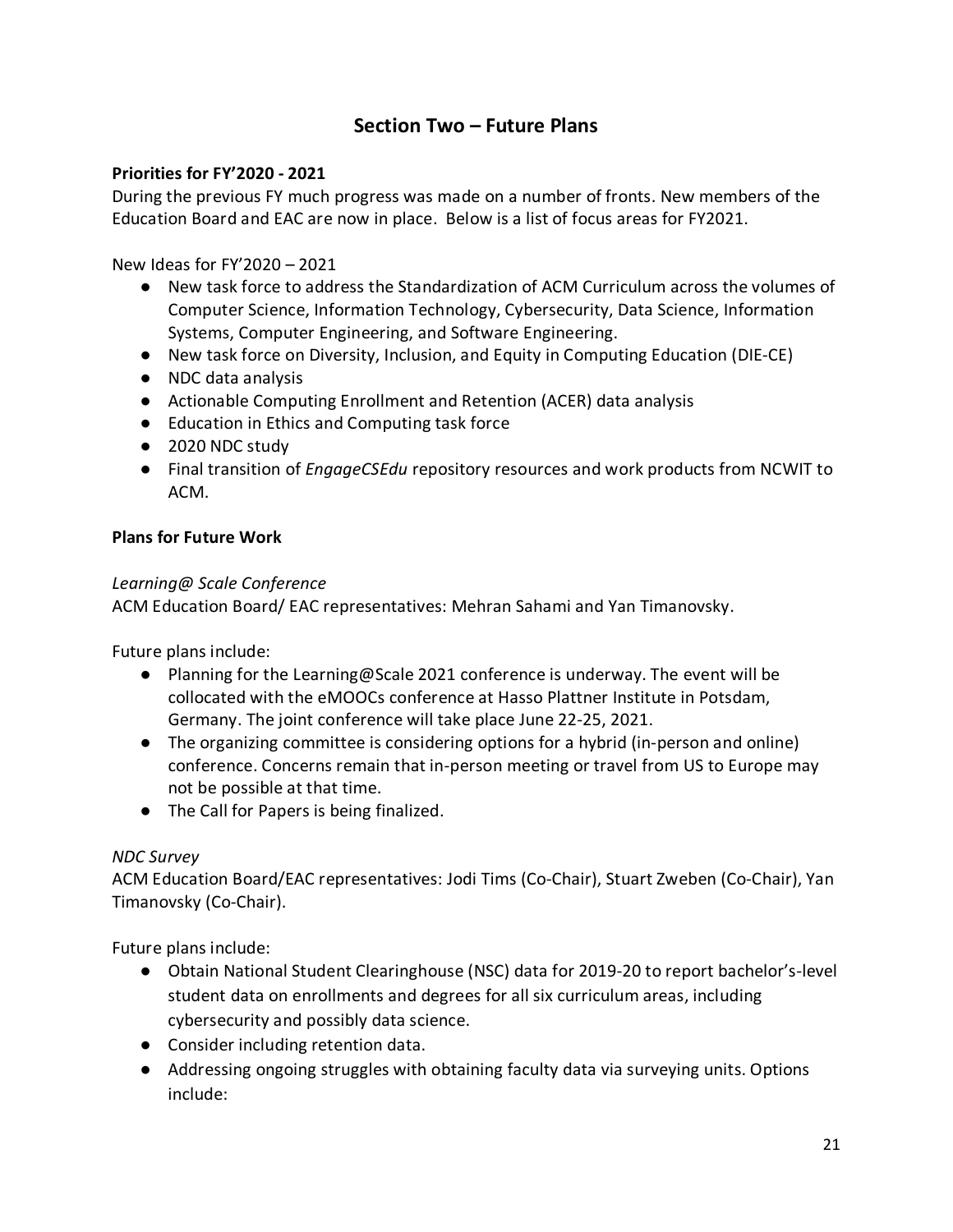## Section Two – Future Plans

**Priorities for FY'2020 - 2021**

During the previous FY much progress was made on a number of fronts. New members of the Education Board and EAC are now in place. Below is a list of focus areas for FY2021.

New Ideas for FY'2020 – 2021

- New task force to address the Standardization of ACM Curriculum across the volumes of Computer Science, Information Technology, Cybersecurity, Data Science, Information Systems, Computer Engineering, and Software Engineering.
- New task force on Diversity, Inclusion, and Equity in Computing Education (DIE-CE)
- NDC data analysis
- Actionable Computing Enrollment and Retention (ACER) data analysis
- Education in Ethics and Computing task force
- 2020 NDC study
- Final transition of *EngageCSEdu* repository resources and work products from NCWIT to ACM.

**Plans for Future Work**

*Learning@ Scale Conference*

ACM Education Board/ EAC representatives: Mehran Sahami and Yan Timanovsky.

Future plans include:

- Planning for the Learning@Scale 2021 conference is underway. The event will be collocated with the eMOOCs conference at Hasso Plattner Institute in Potsdam, Germany. The joint conference will take place June 22-25, 2021.
- The organizing committee is considering options for a hybrid (in-person and online) conference. Concerns remain that in-person meeting or travel from US to Europe may not be possible at that time.
- The Call for Papers is being finalized.

*NDC Survey*

ACM Education Board/EAC representatives: Jodi Tims (Co-Chair), Stuart Zweben (Co-Chair), Yan Timanovsky (Co-Chair).

Future plans include:

- Obtain National Student Clearinghouse (NSC) data for 2019-20 to report bachelor's-level student data on enrollments and degrees for all six curriculum areas, including cybersecurity and possibly data science.
- Consider including retention data.
- Addressing ongoing struggles with obtaining faculty data via surveying units. Options include: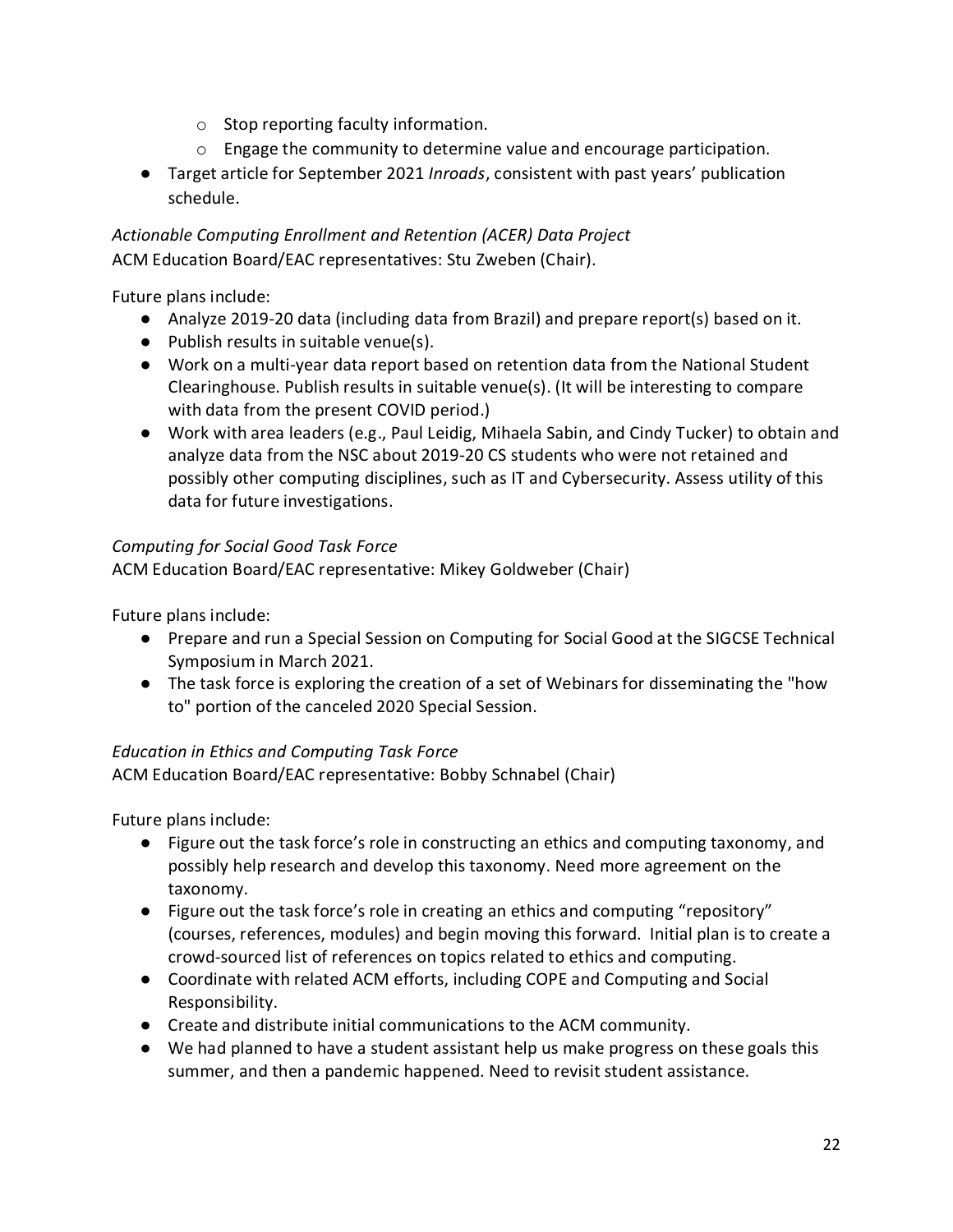- Stop reporting faculty information.
    - Engage the community to determine value and encourage participation.
- Target article for September 2021 *Inroads*, consistent with past years' publication schedule.

*Actionable Computing Enrollment and Retention (ACER) Data Project*
ACM Education Board/EAC representatives: Stu Zweben (Chair).

Future plans include:

- Analyze 2019-20 data (including data from Brazil) and prepare report(s) based on it.
- Publish results in suitable venue(s).
- Work on a multi-year data report based on retention data from the National Student Clearinghouse. Publish results in suitable venue(s). (It will be interesting to compare with data from the present COVID period.)
- Work with area leaders (e.g., Paul Leidig, Mihaela Sabin, and Cindy Tucker) to obtain and analyze data from the NSC about 2019-20 CS students who were not retained and possibly other computing disciplines, such as IT and Cybersecurity. Assess utility of this data for future investigations.

*Computing for Social Good Task Force*
ACM Education Board/EAC representative: Mikey Goldweber (Chair)

Future plans include:

- Prepare and run a Special Session on Computing for Social Good at the SIGCSE Technical Symposium in March 2021.
- The task force is exploring the creation of a set of Webinars for disseminating the "how to" portion of the canceled 2020 Special Session.

*Education in Ethics and Computing Task Force*
ACM Education Board/EAC representative: Bobby Schnabel (Chair)

Future plans include:

- Figure out the task force's role in constructing an ethics and computing taxonomy, and possibly help research and develop this taxonomy. Need more agreement on the taxonomy.
- Figure out the task force's role in creating an ethics and computing "repository" (courses, references, modules) and begin moving this forward. Initial plan is to create a crowd-sourced list of references on topics related to ethics and computing.
- Coordinate with related ACM efforts, including COPE and Computing and Social Responsibility.
- Create and distribute initial communications to the ACM community.
- We had planned to have a student assistant help us make progress on these goals this summer, and then a pandemic happened. Need to revisit student assistance.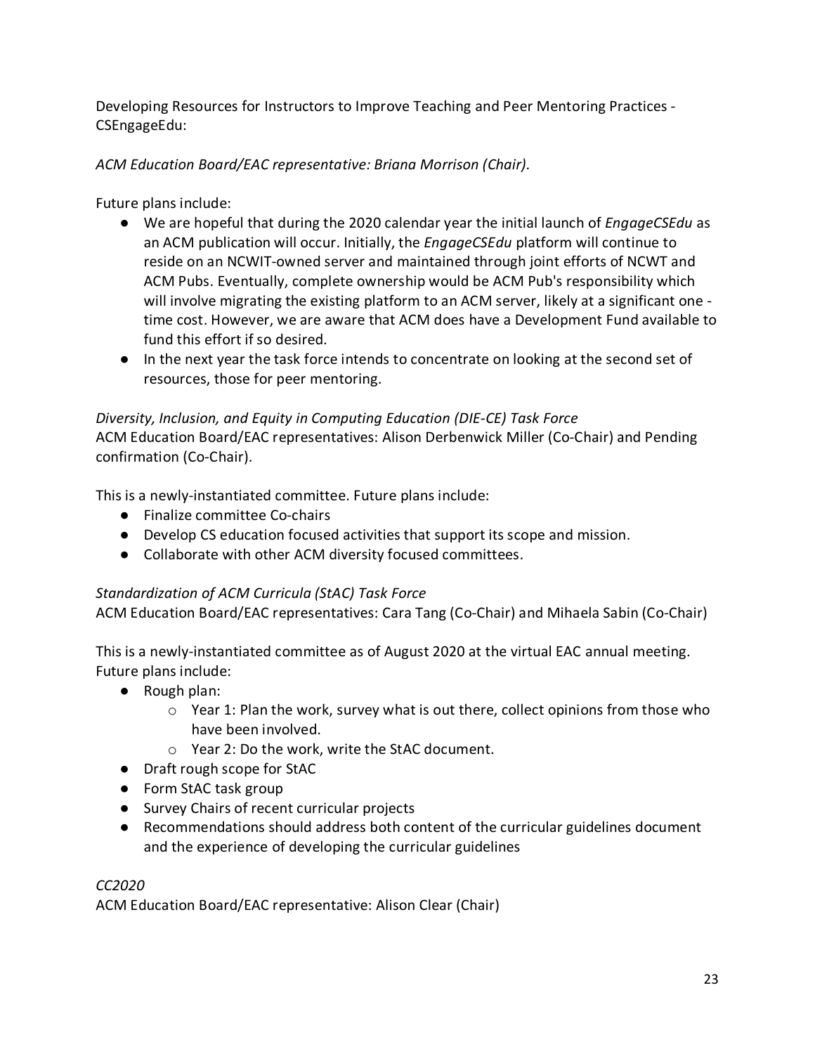Developing Resources for Instructors to Improve Teaching and Peer Mentoring Practices - CSEngageEdu:

*ACM Education Board/EAC representative: Briana Morrison (Chair).*

Future plans include:

- We are hopeful that during the 2020 calendar year the initial launch of *EngageCSEdu* as an ACM publication will occur. Initially, the *EngageCSEdu* platform will continue to reside on an NCWIT-owned server and maintained through joint efforts of NCWT and ACM Pubs. Eventually, complete ownership would be ACM Pub's responsibility which will involve migrating the existing platform to an ACM server, likely at a significant one - time cost. However, we are aware that ACM does have a Development Fund available to fund this effort if so desired.
- In the next year the task force intends to concentrate on looking at the second set of resources, those for peer mentoring.

*Diversity, Inclusion, and Equity in Computing Education (DIE-CE) Task Force*
ACM Education Board/EAC representatives: Alison Derbenwick Miller (Co-Chair) and Pending confirmation (Co-Chair).

This is a newly-instantiated committee. Future plans include:

- Finalize committee Co-chairs
- Develop CS education focused activities that support its scope and mission.
- Collaborate with other ACM diversity focused committees.

*Standardization of ACM Curricula (StAC) Task Force*
ACM Education Board/EAC representatives: Cara Tang (Co-Chair) and Mihaela Sabin (Co-Chair)

This is a newly-instantiated committee as of August 2020 at the virtual EAC annual meeting. Future plans include:

- Rough plan:
  - Year 1: Plan the work, survey what is out there, collect opinions from those who have been involved.
  - Year 2: Do the work, write the StAC document.
- Draft rough scope for StAC
- Form StAC task group
- Survey Chairs of recent curricular projects
- Recommendations should address both content of the curricular guidelines document and the experience of developing the curricular guidelines

*CC2020*
ACM Education Board/EAC representative: Alison Clear (Chair)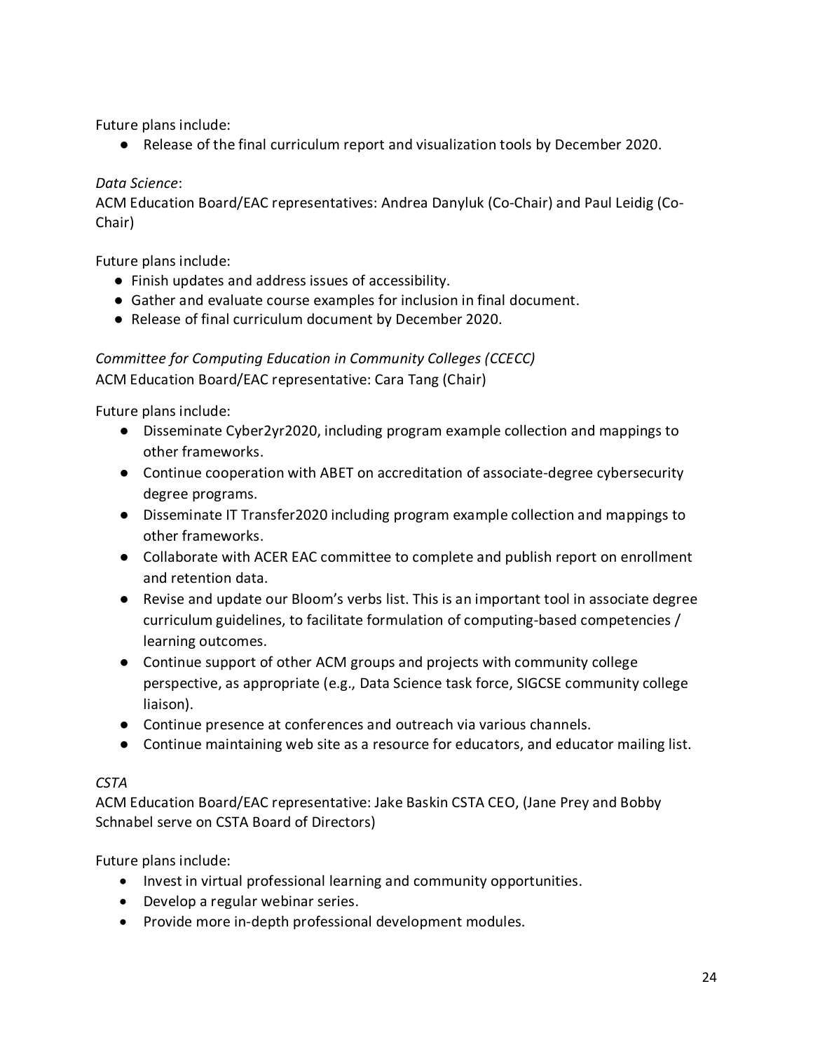Future plans include:

- Release of the final curriculum report and visualization tools by December 2020.

*Data Science*:
ACM Education Board/EAC representatives: Andrea Danyluk (Co-Chair) and Paul Leidig (Co-Chair)

Future plans include:

- Finish updates and address issues of accessibility.
- Gather and evaluate course examples for inclusion in final document.
- Release of final curriculum document by December 2020.

*Committee for Computing Education in Community Colleges (CCECC)*
ACM Education Board/EAC representative: Cara Tang (Chair)

Future plans include:

- Disseminate Cyber2yr2020, including program example collection and mappings to other frameworks.
- Continue cooperation with ABET on accreditation of associate-degree cybersecurity degree programs.
- Disseminate IT Transfer2020 including program example collection and mappings to other frameworks.
- Collaborate with ACER EAC committee to complete and publish report on enrollment and retention data.
- Revise and update our Bloom's verbs list. This is an important tool in associate degree curriculum guidelines, to facilitate formulation of computing-based competencies / learning outcomes.
- Continue support of other ACM groups and projects with community college perspective, as appropriate (e.g., Data Science task force, SIGCSE community college liaison).
- Continue presence at conferences and outreach via various channels.
- Continue maintaining web site as a resource for educators, and educator mailing list.

*CSTA*
ACM Education Board/EAC representative: Jake Baskin CSTA CEO, (Jane Prey and Bobby Schnabel serve on CSTA Board of Directors)

Future plans include:

- Invest in virtual professional learning and community opportunities.
- Develop a regular webinar series.
- Provide more in-depth professional development modules.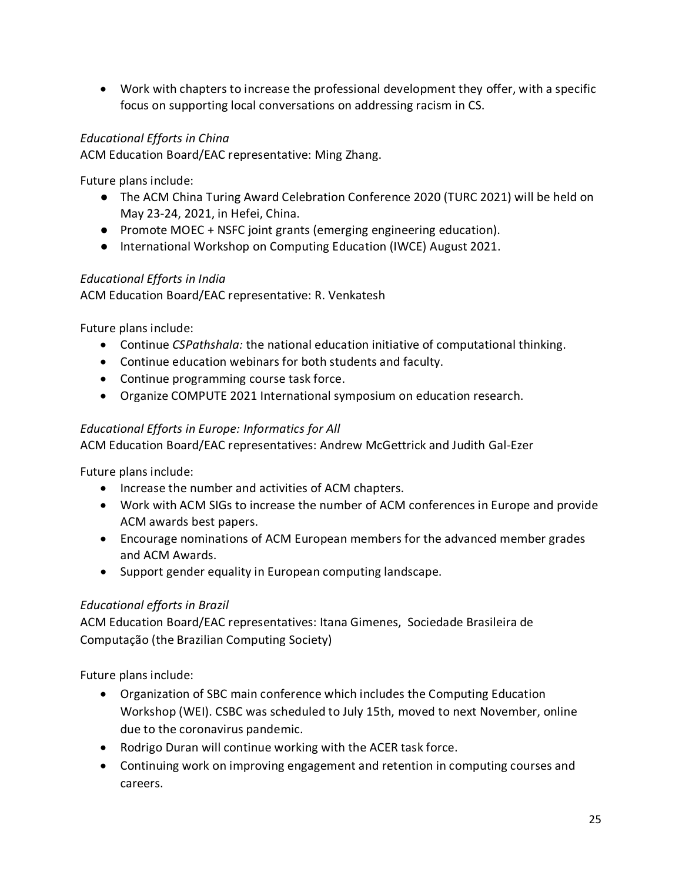- Work with chapters to increase the professional development they offer, with a specific focus on supporting local conversations on addressing racism in CS.

*Educational Efforts in China*

ACM Education Board/EAC representative: Ming Zhang.

Future plans include:

- The ACM China Turing Award Celebration Conference 2020 (TURC 2021) will be held on May 23-24, 2021, in Hefei, China.
- Promote MOEC + NSFC joint grants (emerging engineering education).
- International Workshop on Computing Education (IWCE) August 2021.

*Educational Efforts in India*

ACM Education Board/EAC representative: R. Venkatesh

Future plans include:

- Continue *CSPathshala:* the national education initiative of computational thinking.
- Continue education webinars for both students and faculty.
- Continue programming course task force.
- Organize COMPUTE 2021 International symposium on education research.

*Educational Efforts in Europe: Informatics for All*

ACM Education Board/EAC representatives: Andrew McGettrick and Judith Gal-Ezer

Future plans include:

- Increase the number and activities of ACM chapters.
- Work with ACM SIGs to increase the number of ACM conferences in Europe and provide ACM awards best papers.
- Encourage nominations of ACM European members for the advanced member grades and ACM Awards.
- Support gender equality in European computing landscape.

*Educational efforts in Brazil*

ACM Education Board/EAC representatives: Itana Gimenes, Sociedade Brasileira de Computação (the Brazilian Computing Society)

Future plans include:

- Organization of SBC main conference which includes the Computing Education Workshop (WEI). CSBC was scheduled to July 15th, moved to next November, online due to the coronavirus pandemic.
- Rodrigo Duran will continue working with the ACER task force.
- Continuing work on improving engagement and retention in computing courses and careers.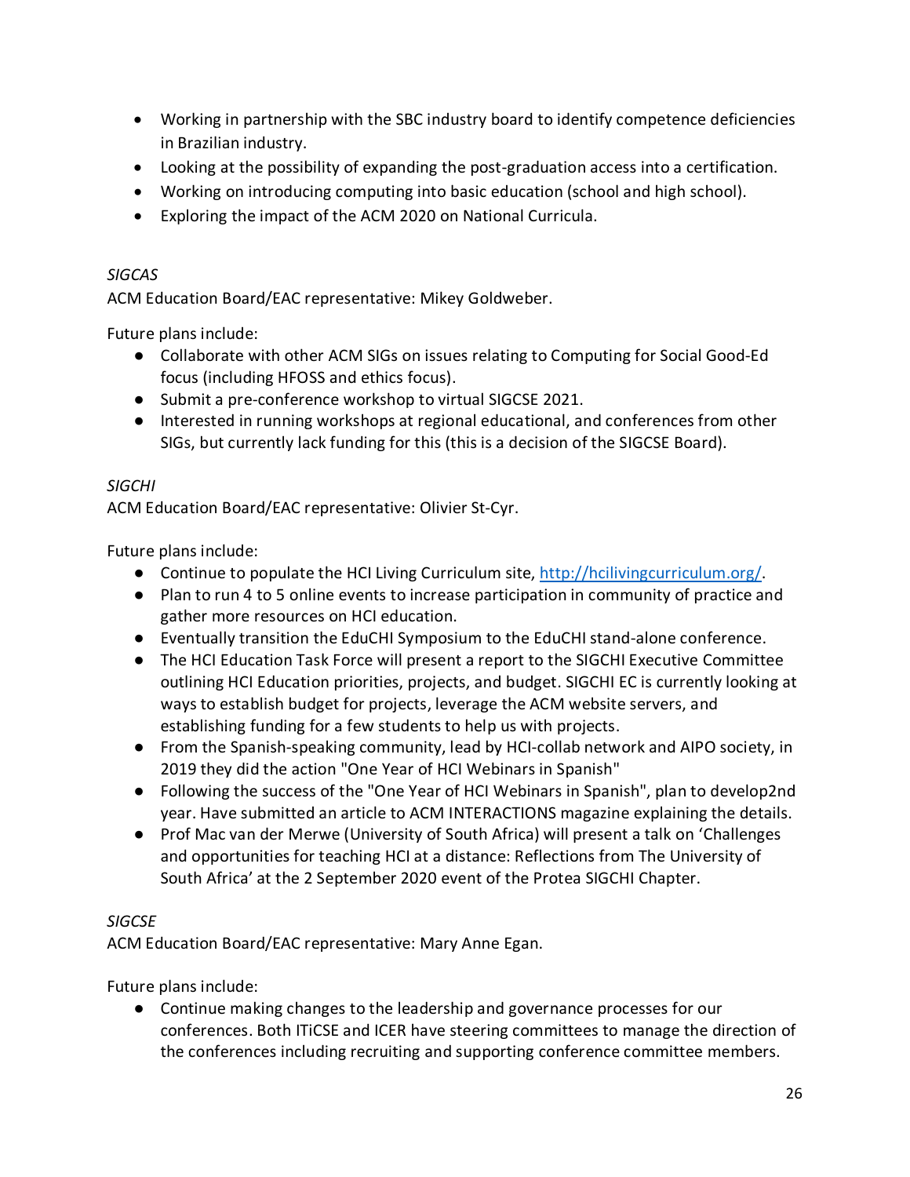- Working in partnership with the SBC industry board to identify competence deficiencies in Brazilian industry.
- Looking at the possibility of expanding the post-graduation access into a certification.
- Working on introducing computing into basic education (school and high school).
- Exploring the impact of the ACM 2020 on National Curricula.

*SIGCAS*

ACM Education Board/EAC representative: Mikey Goldweber.

Future plans include:

- Collaborate with other ACM SIGs on issues relating to Computing for Social Good-Ed focus (including HFOSS and ethics focus).
- Submit a pre-conference workshop to virtual SIGCSE 2021.
- Interested in running workshops at regional educational, and conferences from other SIGs, but currently lack funding for this (this is a decision of the SIGCSE Board).

*SIGCHI*

ACM Education Board/EAC representative: Olivier St-Cyr.

Future plans include:

- Continue to populate the HCI Living Curriculum site, [http://hcilivingcurriculum.org/](http://hcilivingcurriculum.org/).
- Plan to run 4 to 5 online events to increase participation in community of practice and gather more resources on HCI education.
- Eventually transition the EduCHI Symposium to the EduCHI stand-alone conference.
- The HCI Education Task Force will present a report to the SIGCHI Executive Committee outlining HCI Education priorities, projects, and budget. SIGCHI EC is currently looking at ways to establish budget for projects, leverage the ACM website servers, and establishing funding for a few students to help us with projects.
- From the Spanish-speaking community, lead by HCI-collab network and AIPO society, in 2019 they did the action "One Year of HCI Webinars in Spanish"
- Following the success of the "One Year of HCI Webinars in Spanish", plan to develop2nd year. Have submitted an article to ACM INTERACTIONS magazine explaining the details.
- Prof Mac van der Merwe (University of South Africa) will present a talk on 'Challenges and opportunities for teaching HCI at a distance: Reflections from The University of South Africa' at the 2 September 2020 event of the Protea SIGCHI Chapter.

*SIGCSE*

ACM Education Board/EAC representative: Mary Anne Egan.

Future plans include:

- Continue making changes to the leadership and governance processes for our conferences. Both ITiCSE and ICER have steering committees to manage the direction of the conferences including recruiting and supporting conference committee members.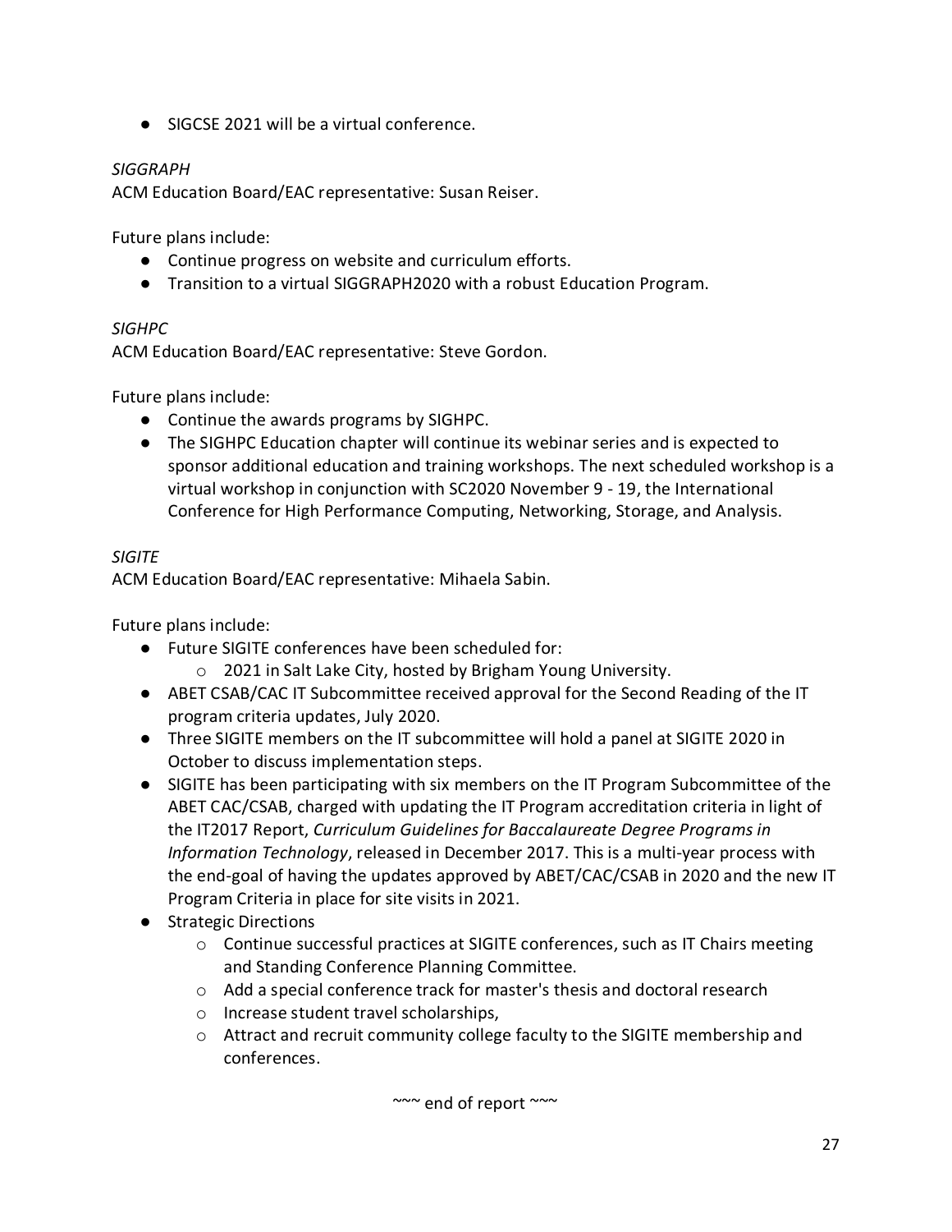- SIGCSE 2021 will be a virtual conference.

*SIGGRAPH*

ACM Education Board/EAC representative: Susan Reiser.

Future plans include:

- Continue progress on website and curriculum efforts.
- Transition to a virtual SIGGRAPH2020 with a robust Education Program.

*SIGHPC*

ACM Education Board/EAC representative: Steve Gordon.

Future plans include:

- Continue the awards programs by SIGHPC.
- The SIGHPC Education chapter will continue its webinar series and is expected to sponsor additional education and training workshops. The next scheduled workshop is a virtual workshop in conjunction with SC2020 November 9 - 19, the International Conference for High Performance Computing, Networking, Storage, and Analysis.

*SIGITE*

ACM Education Board/EAC representative: Mihaela Sabin.

Future plans include:

- Future SIGITE conferences have been scheduled for:
  - 2021 in Salt Lake City, hosted by Brigham Young University.
- ABET CSAB/CAC IT Subcommittee received approval for the Second Reading of the IT program criteria updates, July 2020.
- Three SIGITE members on the IT subcommittee will hold a panel at SIGITE 2020 in October to discuss implementation steps.
- SIGITE has been participating with six members on the IT Program Subcommittee of the ABET CAC/CSAB, charged with updating the IT Program accreditation criteria in light of the IT2017 Report, *Curriculum Guidelines for Baccalaureate Degree Programs in Information Technology*, released in December 2017. This is a multi-year process with the end-goal of having the updates approved by ABET/CAC/CSAB in 2020 and the new IT Program Criteria in place for site visits in 2021.
- Strategic Directions
  - Continue successful practices at SIGITE conferences, such as IT Chairs meeting and Standing Conference Planning Committee.
  - Add a special conference track for master's thesis and doctoral research
  - Increase student travel scholarships,
  - Attract and recruit community college faculty to the SIGITE membership and conferences.

~~~ end of report ~~~